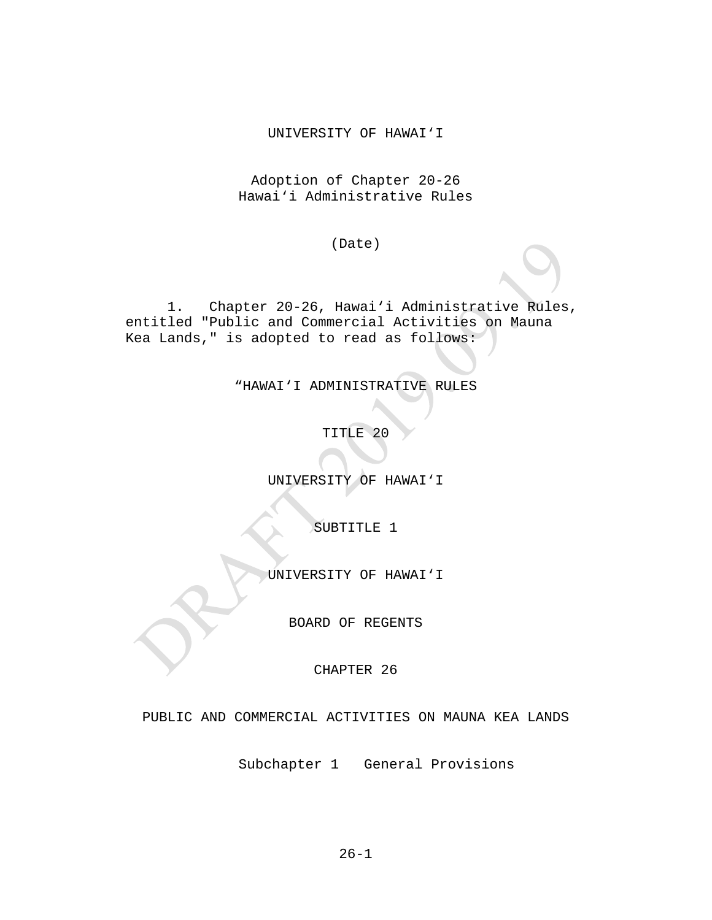UNIVERSITY OF HAWAIʻI

Adoption of Chapter 20-26
Hawaiʻi Administrative Rules

(Date)

1. Chapter 20-26, Hawaiʻi Administrative Rules, entitled "Public and Commercial Activities on Mauna Kea Lands," is adopted to read as follows:

“HAWAIʻI ADMINISTRATIVE RULES

TITLE 20

UNIVERSITY OF HAWAIʻI

SUBTITLE 1

UNIVERSITY OF HAWAIʻI

BOARD OF REGENTS

CHAPTER 26

PUBLIC AND COMMERCIAL ACTIVITIES ON MAUNA KEA LANDS

Subchapter 1 General Provisions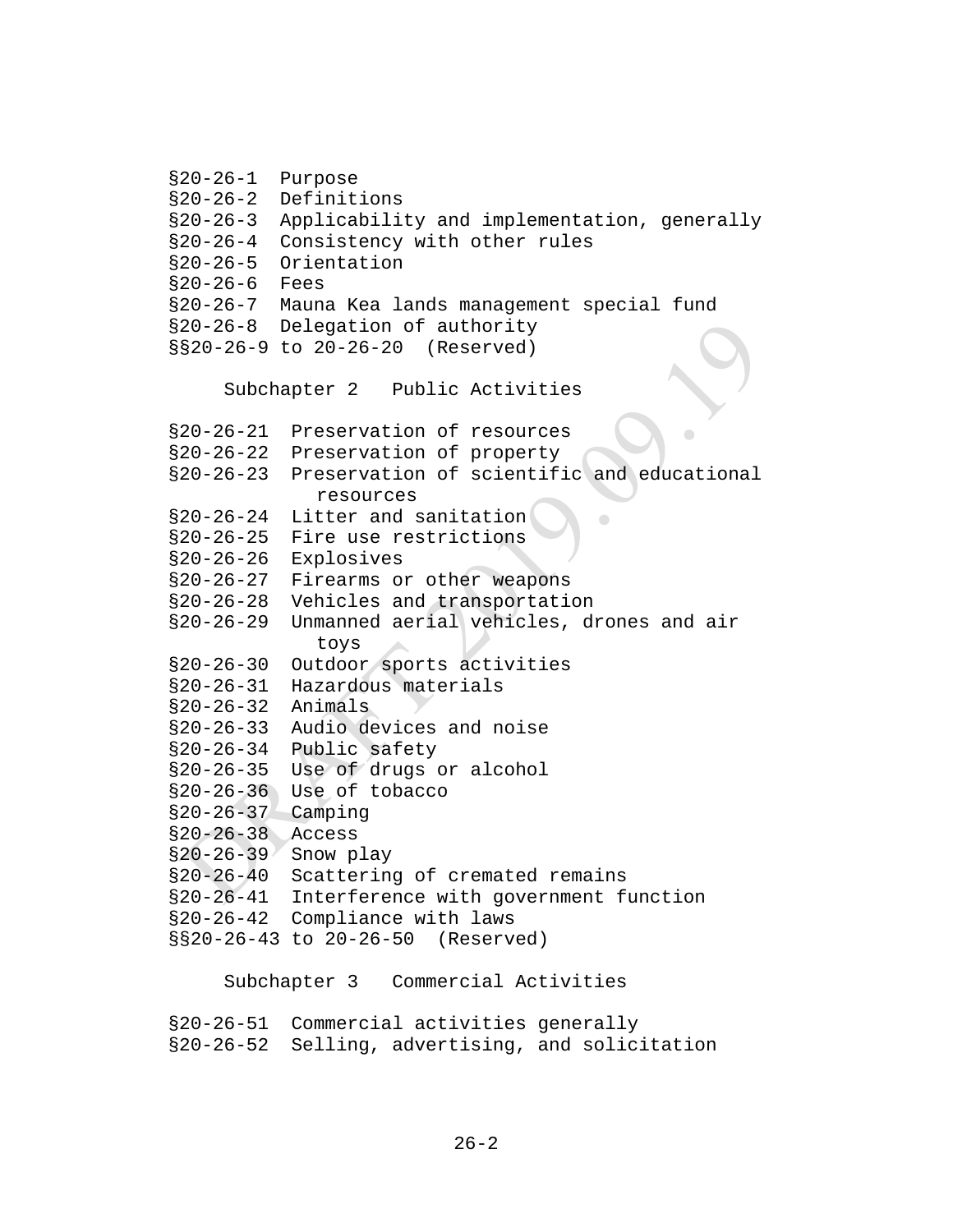§20-26-1 Purpose
§20-26-2 Definitions
§20-26-3 Applicability and implementation, generally
§20-26-4 Consistency with other rules
§20-26-5 Orientation
§20-26-6 Fees
§20-26-7 Mauna Kea lands management special fund
§20-26-8 Delegation of authority
§§20-26-9 to 20-26-20 (Reserved)

## Subchapter 2 Public Activities

§20-26-21 Preservation of resources
§20-26-22 Preservation of property
§20-26-23 Preservation of scientific and educational resources
§20-26-24 Litter and sanitation
§20-26-25 Fire use restrictions
§20-26-26 Explosives
§20-26-27 Firearms or other weapons
§20-26-28 Vehicles and transportation
§20-26-29 Unmanned aerial vehicles, drones and air toys
§20-26-30 Outdoor sports activities
§20-26-31 Hazardous materials
§20-26-32 Animals
§20-26-33 Audio devices and noise
§20-26-34 Public safety
§20-26-35 Use of drugs or alcohol
§20-26-36 Use of tobacco
§20-26-37 Camping
§20-26-38 Access
§20-26-39 Snow play
§20-26-40 Scattering of cremated remains
§20-26-41 Interference with government function
§20-26-42 Compliance with laws
§§20-26-43 to 20-26-50 (Reserved)

## Subchapter 3 Commercial Activities

§20-26-51 Commercial activities generally
§20-26-52 Selling, advertising, and solicitation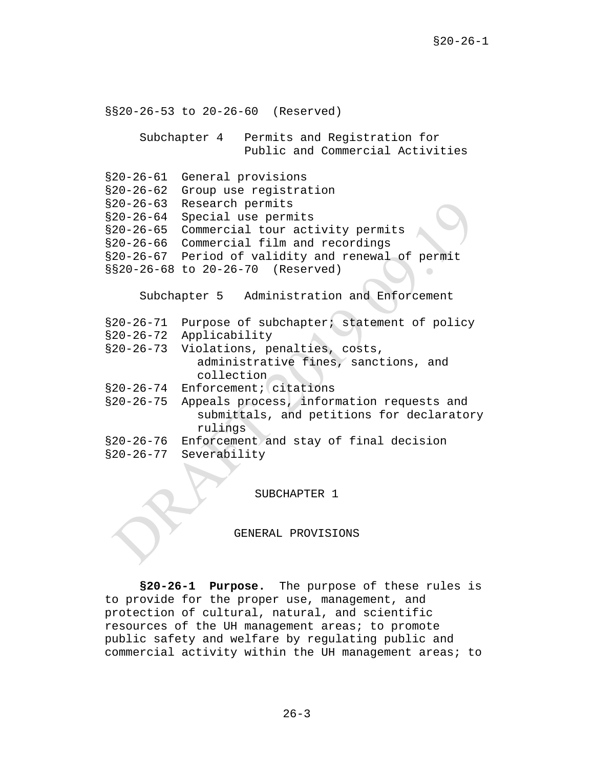§§20-26-53 to 20-26-60 (Reserved)

Subchapter 4 Permits and Registration for Public and Commercial Activities

§20-26-61 General provisions
§20-26-62 Group use registration
§20-26-63 Research permits
§20-26-64 Special use permits
§20-26-65 Commercial tour activity permits
§20-26-66 Commercial film and recordings
§20-26-67 Period of validity and renewal of permit
§§20-26-68 to 20-26-70 (Reserved)

Subchapter 5 Administration and Enforcement

§20-26-71 Purpose of subchapter; statement of policy
§20-26-72 Applicability
§20-26-73 Violations, penalties, costs, administrative fines, sanctions, and collection
§20-26-74 Enforcement; citations
§20-26-75 Appeals process, information requests and submittals, and petitions for declaratory rulings
§20-26-76 Enforcement and stay of final decision
§20-26-77 Severability

## SUBCHAPTER 1

## GENERAL PROVISIONS

**§20-26-1 Purpose.** The purpose of these rules is to provide for the proper use, management, and protection of cultural, natural, and scientific resources of the UH management areas; to promote public safety and welfare by regulating public and commercial activity within the UH management areas; to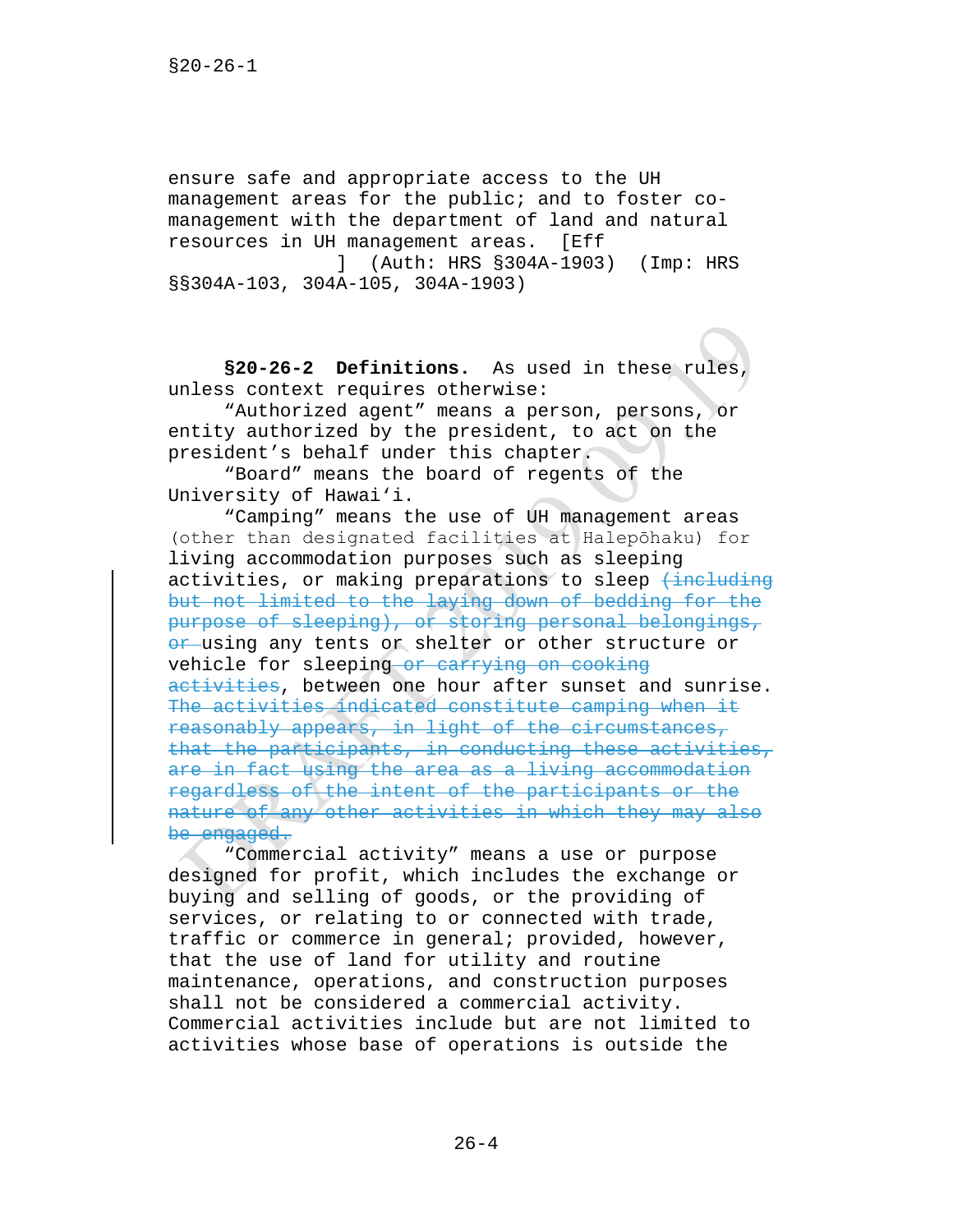ensure safe and appropriate access to the UH management areas for the public; and to foster co-management with the department of land and natural resources in UH management areas. [Eff ] (Auth: HRS §304A-1903) (Imp: HRS §§304A-103, 304A-105, 304A-1903)

**§20-26-2 Definitions.** As used in these rules, unless context requires otherwise:

"Authorized agent" means a person, persons, or entity authorized by the president, to act on the president's behalf under this chapter.

"Board" means the board of regents of the University of Hawai'i.

"Camping" means the use of UH management areas (other than designated facilities at Halepōhaku) for living accommodation purposes such as sleeping activities, or making preparations to sleep ~~(including but not limited to the laying down of bedding for the purpose of sleeping), or storing personal belongings, or~~ using any tents or shelter or other structure or vehicle for sleeping ~~or carrying on cooking activities~~, between one hour after sunset and sunrise. ~~The activities indicated constitute camping when it reasonably appears, in light of the circumstances, that the participants, in conducting these activities, are in fact using the area as a living accommodation regardless of the intent of the participants or the nature of any other activities in which they may also be engaged.~~

"Commercial activity" means a use or purpose designed for profit, which includes the exchange or buying and selling of goods, or the providing of services, or relating to or connected with trade, traffic or commerce in general; provided, however, that the use of land for utility and routine maintenance, operations, and construction purposes shall not be considered a commercial activity. Commercial activities include but are not limited to activities whose base of operations is outside the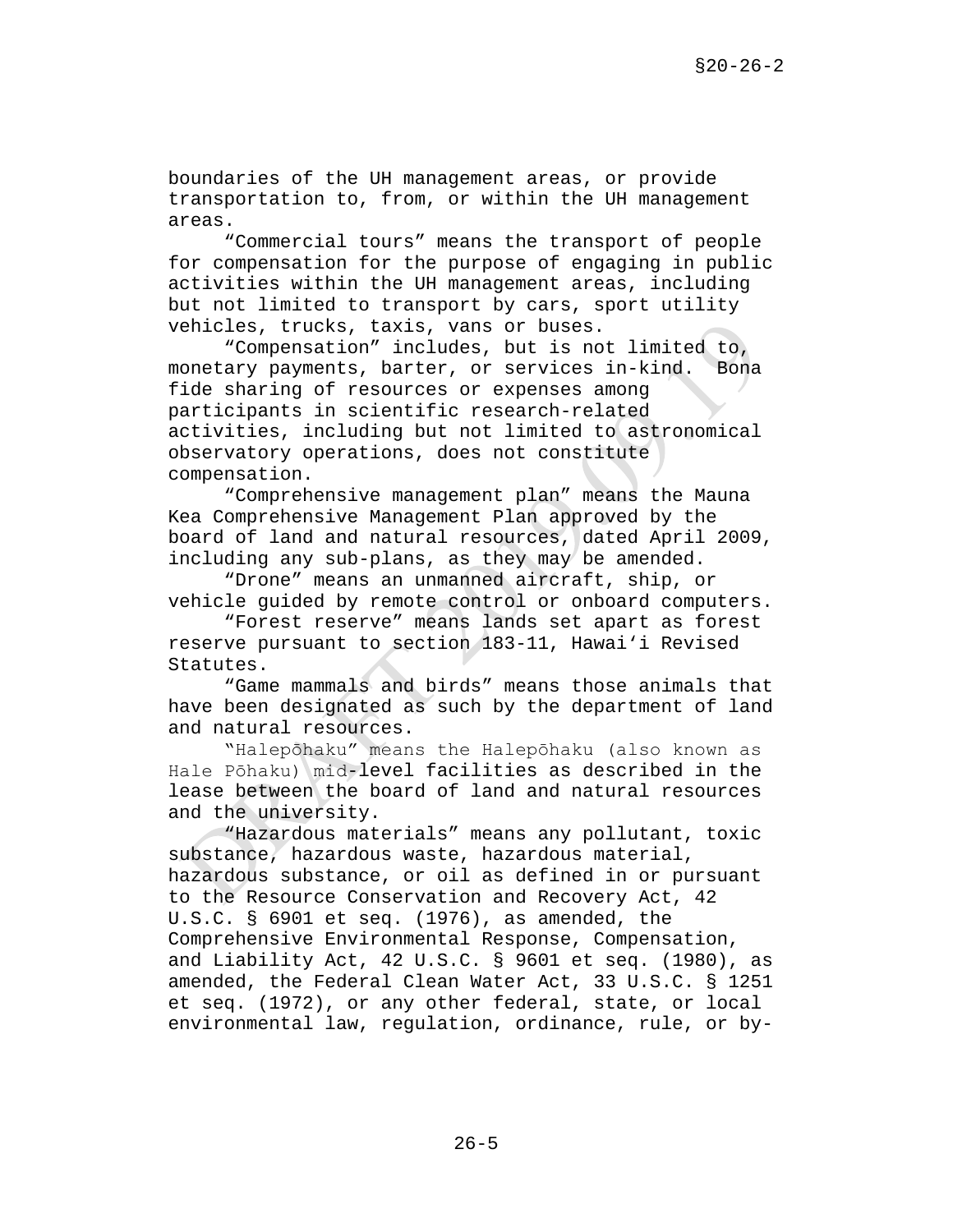boundaries of the UH management areas, or provide transportation to, from, or within the UH management areas.

"Commercial tours" means the transport of people for compensation for the purpose of engaging in public activities within the UH management areas, including but not limited to transport by cars, sport utility vehicles, trucks, taxis, vans or buses.

"Compensation" includes, but is not limited to, monetary payments, barter, or services in-kind. Bona fide sharing of resources or expenses among participants in scientific research-related activities, including but not limited to astronomical observatory operations, does not constitute compensation.

"Comprehensive management plan" means the Mauna Kea Comprehensive Management Plan approved by the board of land and natural resources, dated April 2009, including any sub-plans, as they may be amended.

"Drone" means an unmanned aircraft, ship, or vehicle guided by remote control or onboard computers.

"Forest reserve" means lands set apart as forest reserve pursuant to section 183-11, Hawaiʻi Revised Statutes.

"Game mammals and birds" means those animals that have been designated as such by the department of land and natural resources.

"Halepōhaku" means the Halepōhaku (also known as Hale Pōhaku) mid-level facilities as described in the lease between the board of land and natural resources and the university.

"Hazardous materials" means any pollutant, toxic substance, hazardous waste, hazardous material, hazardous substance, or oil as defined in or pursuant to the Resource Conservation and Recovery Act, 42 U.S.C. § 6901 et seq. (1976), as amended, the Comprehensive Environmental Response, Compensation, and Liability Act, 42 U.S.C. § 9601 et seq. (1980), as amended, the Federal Clean Water Act, 33 U.S.C. § 1251 et seq. (1972), or any other federal, state, or local environmental law, regulation, ordinance, rule, or by-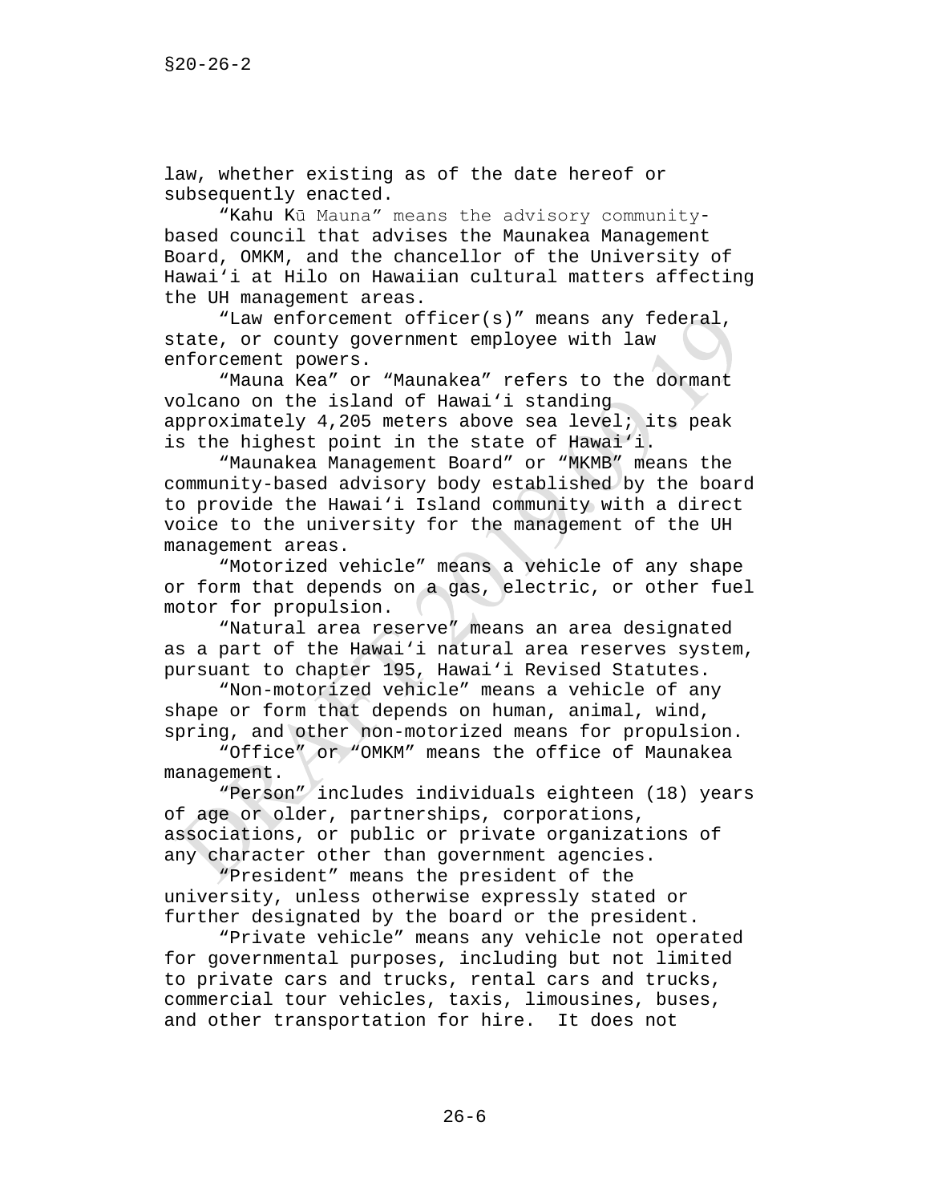law, whether existing as of the date hereof or subsequently enacted.

"Kahu Kū Mauna" means the advisory community-based council that advises the Maunakea Management Board, OMKM, and the chancellor of the University of Hawaiʻi at Hilo on Hawaiian cultural matters affecting the UH management areas.

"Law enforcement officer(s)" means any federal, state, or county government employee with law enforcement powers.

"Mauna Kea" or "Maunakea" refers to the dormant volcano on the island of Hawaiʻi standing approximately 4,205 meters above sea level; its peak is the highest point in the state of Hawaiʻi.

"Maunakea Management Board" or "MKMB" means the community-based advisory body established by the board to provide the Hawaiʻi Island community with a direct voice to the university for the management of the UH management areas.

"Motorized vehicle" means a vehicle of any shape or form that depends on a gas, electric, or other fuel motor for propulsion.

"Natural area reserve" means an area designated as a part of the Hawaiʻi natural area reserves system, pursuant to chapter 195, Hawaiʻi Revised Statutes.

"Non-motorized vehicle" means a vehicle of any shape or form that depends on human, animal, wind, spring, and other non-motorized means for propulsion.

"Office" or "OMKM" means the office of Maunakea management.

"Person" includes individuals eighteen (18) years of age or older, partnerships, corporations, associations, or public or private organizations of any character other than government agencies.

"President" means the president of the university, unless otherwise expressly stated or further designated by the board or the president.

"Private vehicle" means any vehicle not operated for governmental purposes, including but not limited to private cars and trucks, rental cars and trucks, commercial tour vehicles, taxis, limousines, buses, and other transportation for hire. It does not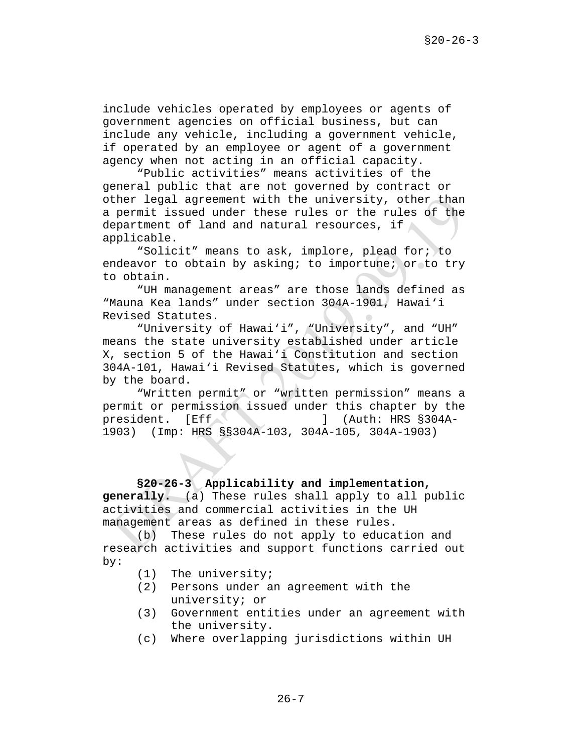include vehicles operated by employees or agents of government agencies on official business, but can include any vehicle, including a government vehicle, if operated by an employee or agent of a government agency when not acting in an official capacity.

"Public activities" means activities of the general public that are not governed by contract or other legal agreement with the university, other than a permit issued under these rules or the rules of the department of land and natural resources, if applicable.

"Solicit" means to ask, implore, plead for; to endeavor to obtain by asking; to importune; or to try to obtain.

"UH management areas" are those lands defined as "Mauna Kea lands" under section 304A-1901, Hawai'i Revised Statutes.

"University of Hawai'i", "University", and "UH" means the state university established under article X, section 5 of the Hawai'i Constitution and section 304A-101, Hawai'i Revised Statutes, which is governed by the board.

"Written permit" or "written permission" means a permit or permission issued under this chapter by the president. [Eff ] (Auth: HRS §304A-1903) (Imp: HRS §§304A-103, 304A-105, 304A-1903)

**§20-26-3 Applicability and implementation, generally.** (a) These rules shall apply to all public activities and commercial activities in the UH management areas as defined in these rules.

(b) These rules do not apply to education and research activities and support functions carried out by:

(1) The university;
(2) Persons under an agreement with the university; or
(3) Government entities under an agreement with the university.

(c) Where overlapping jurisdictions within UH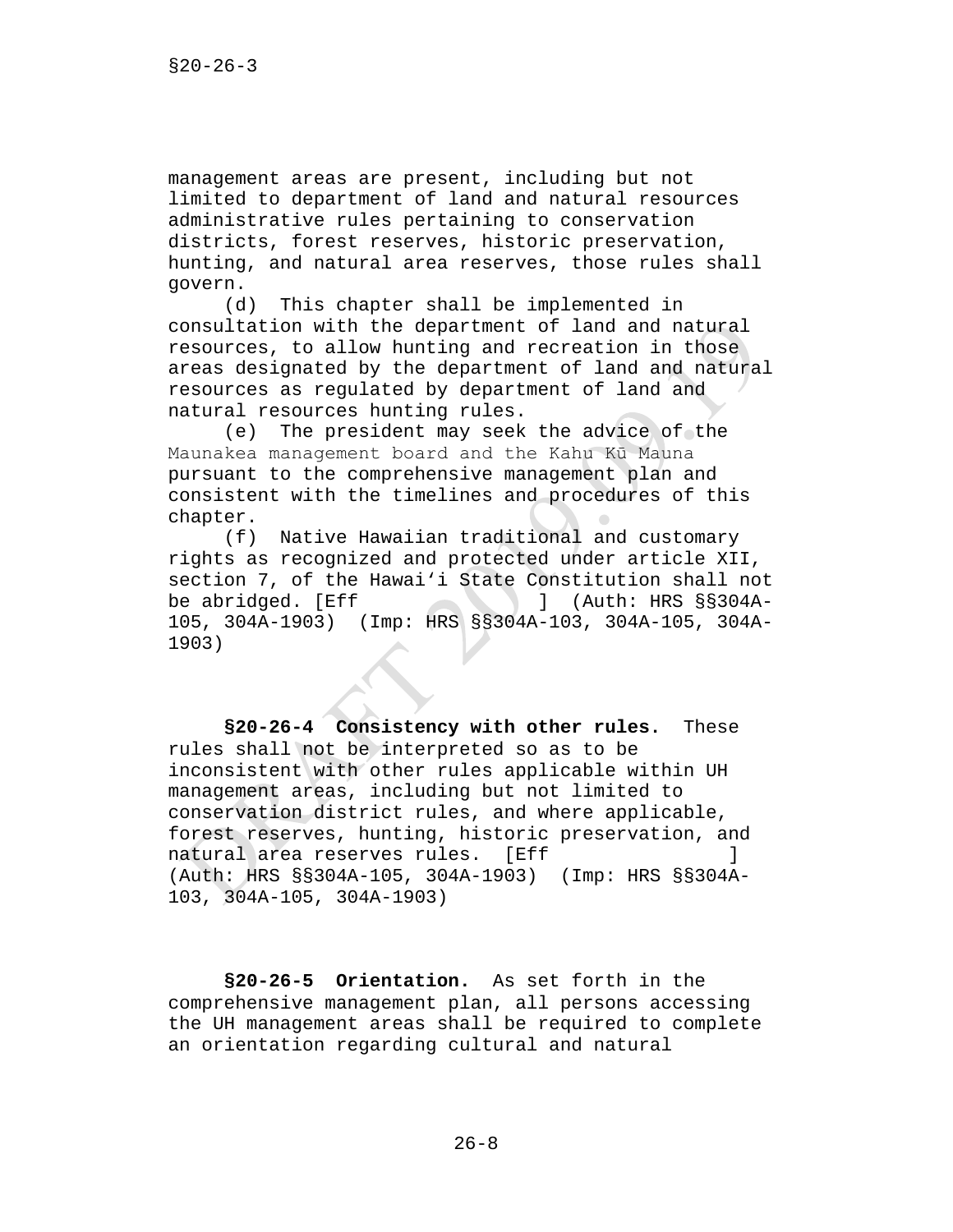management areas are present, including but not limited to department of land and natural resources administrative rules pertaining to conservation districts, forest reserves, historic preservation, hunting, and natural area reserves, those rules shall govern.

(d) This chapter shall be implemented in consultation with the department of land and natural resources, to allow hunting and recreation in those areas designated by the department of land and natural resources as regulated by department of land and natural resources hunting rules.

(e) The president may seek the advice of the Maunakea management board and the Kahu Kū Mauna pursuant to the comprehensive management plan and consistent with the timelines and procedures of this chapter.

(f) Native Hawaiian traditional and customary rights as recognized and protected under article XII, section 7, of the Hawaiʻi State Constitution shall not be abridged. [Eff ] (Auth: HRS §§304A-105, 304A-1903) (Imp: HRS §§304A-103, 304A-105, 304A-1903)

**§20-26-4 Consistency with other rules.** These rules shall not be interpreted so as to be inconsistent with other rules applicable within UH management areas, including but not limited to conservation district rules, and where applicable, forest reserves, hunting, historic preservation, and natural area reserves rules. [Eff ] (Auth: HRS §§304A-105, 304A-1903) (Imp: HRS §§304A-103, 304A-105, 304A-1903)

**§20-26-5 Orientation.** As set forth in the comprehensive management plan, all persons accessing the UH management areas shall be required to complete an orientation regarding cultural and natural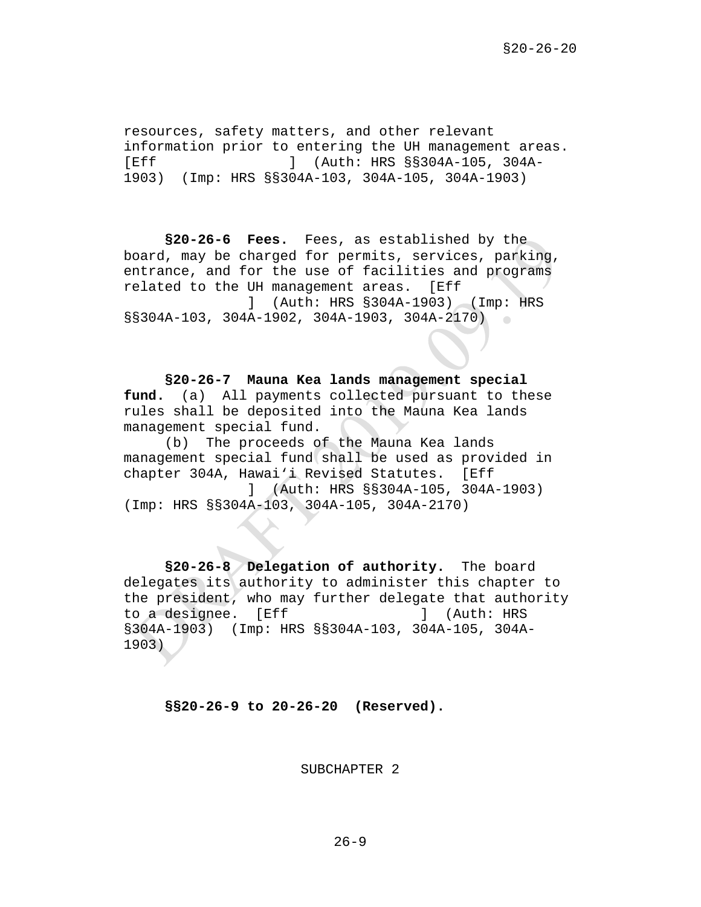resources, safety matters, and other relevant information prior to entering the UH management areas. [Eff ] (Auth: HRS §§304A-105, 304A-1903) (Imp: HRS §§304A-103, 304A-105, 304A-1903)

**§20-26-6 Fees.** Fees, as established by the board, may be charged for permits, services, parking, entrance, and for the use of facilities and programs related to the UH management areas. [Eff ] (Auth: HRS §304A-1903) (Imp: HRS §§304A-103, 304A-1902, 304A-1903, 304A-2170)

**§20-26-7 Mauna Kea lands management special fund.** (a) All payments collected pursuant to these rules shall be deposited into the Mauna Kea lands management special fund.

(b) The proceeds of the Mauna Kea lands management special fund shall be used as provided in chapter 304A, Hawai'i Revised Statutes. [Eff ] (Auth: HRS §§304A-105, 304A-1903) (Imp: HRS §§304A-103, 304A-105, 304A-2170)

**§20-26-8 Delegation of authority.** The board delegates its authority to administer this chapter to the president, who may further delegate that authority to a designee. [Eff ] (Auth: HRS §304A-1903) (Imp: HRS §§304A-103, 304A-105, 304A-1903)

**§§20-26-9 to 20-26-20 (Reserved).**

SUBCHAPTER 2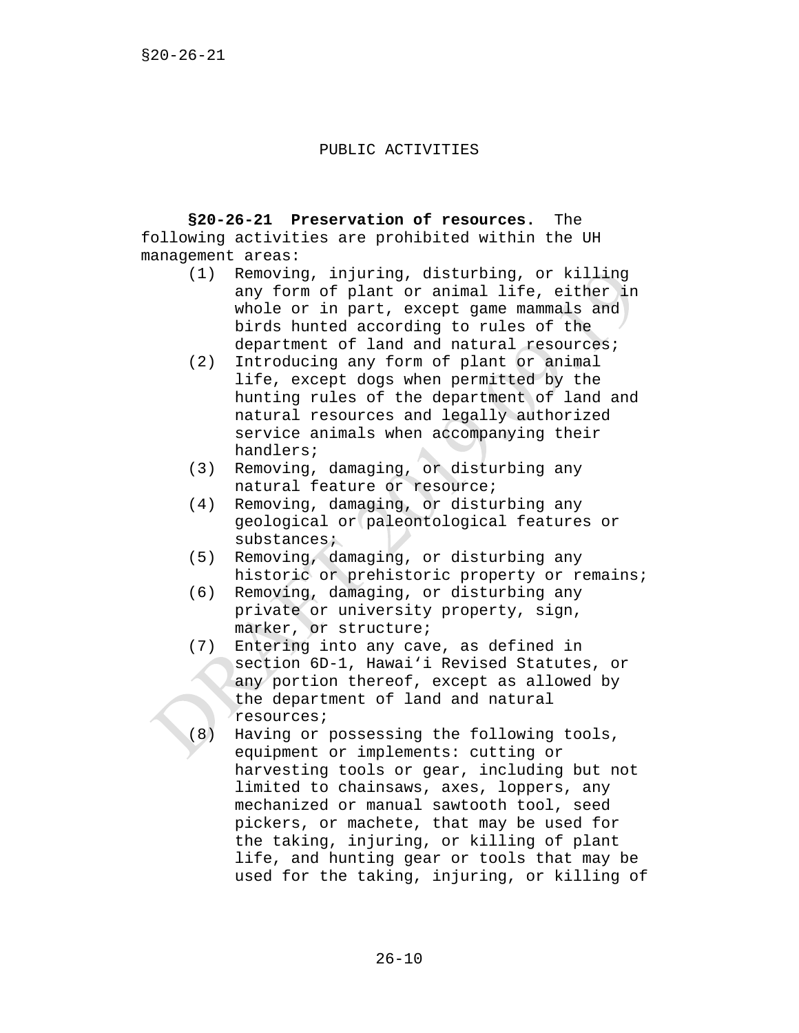## PUBLIC ACTIVITIES

**§20-26-21 Preservation of resources.** The following activities are prohibited within the UH management areas:

(1) Removing, injuring, disturbing, or killing any form of plant or animal life, either in whole or in part, except game mammals and birds hunted according to rules of the department of land and natural resources;

(2) Introducing any form of plant or animal life, except dogs when permitted by the hunting rules of the department of land and natural resources and legally authorized service animals when accompanying their handlers;

(3) Removing, damaging, or disturbing any natural feature or resource;

(4) Removing, damaging, or disturbing any geological or paleontological features or substances;

(5) Removing, damaging, or disturbing any historic or prehistoric property or remains;

(6) Removing, damaging, or disturbing any private or university property, sign, marker, or structure;

(7) Entering into any cave, as defined in section 6D-1, Hawaiʻi Revised Statutes, or any portion thereof, except as allowed by the department of land and natural resources;

(8) Having or possessing the following tools, equipment or implements: cutting or harvesting tools or gear, including but not limited to chainsaws, axes, loppers, any mechanized or manual sawtooth tool, seed pickers, or machete, that may be used for the taking, injuring, or killing of plant life, and hunting gear or tools that may be used for the taking, injuring, or killing of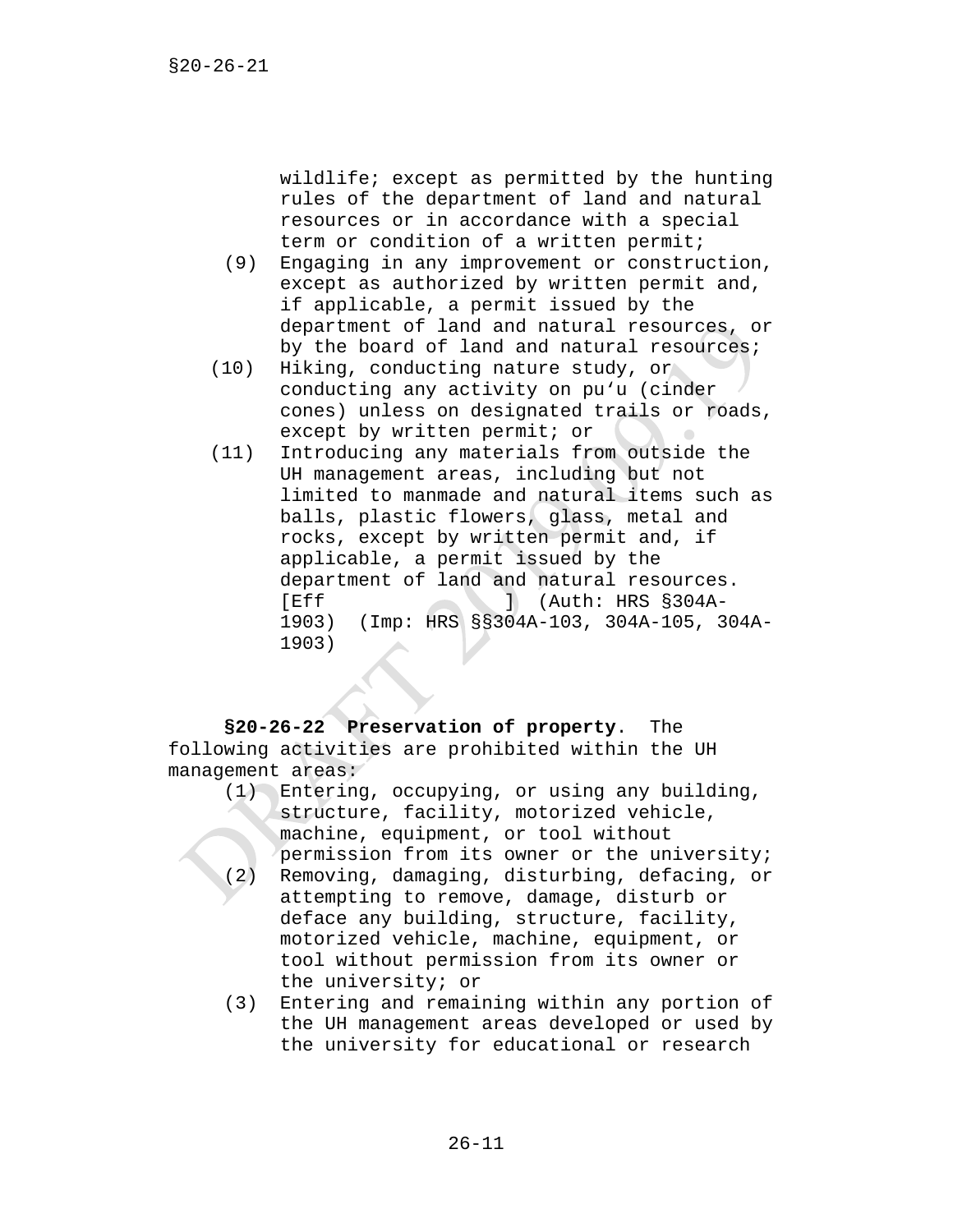wildlife; except as permitted by the hunting rules of the department of land and natural resources or in accordance with a special term or condition of a written permit;

(9) Engaging in any improvement or construction, except as authorized by written permit and, if applicable, a permit issued by the department of land and natural resources, or by the board of land and natural resources;

(10) Hiking, conducting nature study, or conducting any activity on puʻu (cinder cones) unless on designated trails or roads, except by written permit; or

(11) Introducing any materials from outside the UH management areas, including but not limited to manmade and natural items such as balls, plastic flowers, glass, metal and rocks, except by written permit and, if applicable, a permit issued by the department of land and natural resources. [Eff ] (Auth: HRS §304A-1903) (Imp: HRS §§304A-103, 304A-105, 304A-1903)

**§20-26-22 Preservation of property.** The following activities are prohibited within the UH management areas:

(1) Entering, occupying, or using any building, structure, facility, motorized vehicle, machine, equipment, or tool without permission from its owner or the university;

(2) Removing, damaging, disturbing, defacing, or attempting to remove, damage, disturb or deface any building, structure, facility, motorized vehicle, machine, equipment, or tool without permission from its owner or the university; or

(3) Entering and remaining within any portion of the UH management areas developed or used by the university for educational or research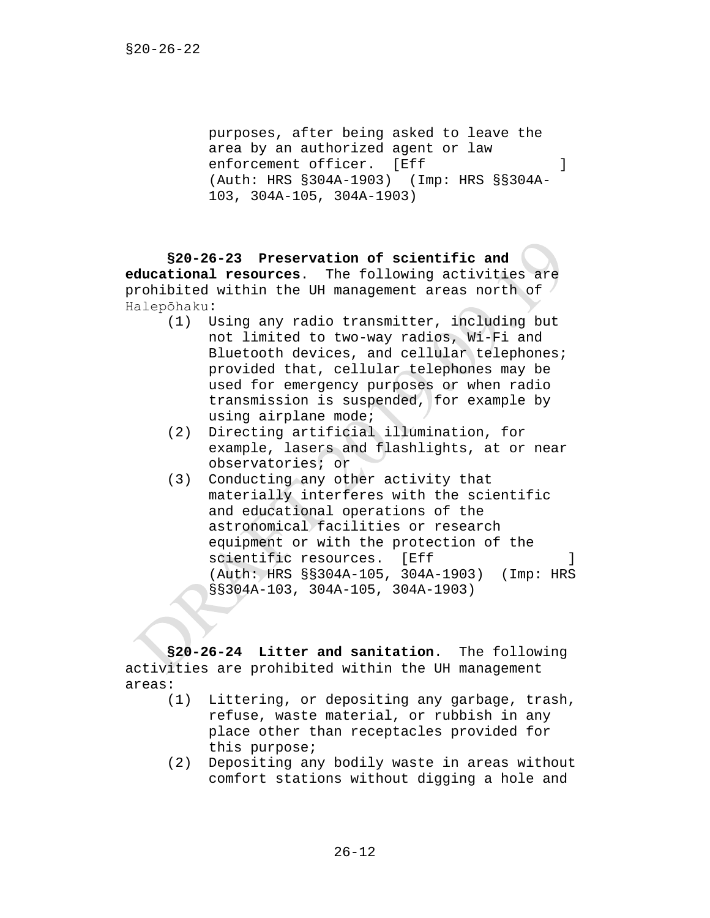purposes, after being asked to leave the area by an authorized agent or law enforcement officer. [Eff ] (Auth: HRS §304A-1903) (Imp: HRS §§304A-103, 304A-105, 304A-1903)

**§20-26-23 Preservation of scientific and educational resources**. The following activities are prohibited within the UH management areas north of Halepōhaku:

(1) Using any radio transmitter, including but not limited to two-way radios, Wi-Fi and Bluetooth devices, and cellular telephones; provided that, cellular telephones may be used for emergency purposes or when radio transmission is suspended, for example by using airplane mode;

(2) Directing artificial illumination, for example, lasers and flashlights, at or near observatories; or

(3) Conducting any other activity that materially interferes with the scientific and educational operations of the astronomical facilities or research equipment or with the protection of the scientific resources. [Eff ] (Auth: HRS §§304A-105, 304A-1903) (Imp: HRS §§304A-103, 304A-105, 304A-1903)

**§20-26-24 Litter and sanitation**. The following activities are prohibited within the UH management areas:

(1) Littering, or depositing any garbage, trash, refuse, waste material, or rubbish in any place other than receptacles provided for this purpose;

(2) Depositing any bodily waste in areas without comfort stations without digging a hole and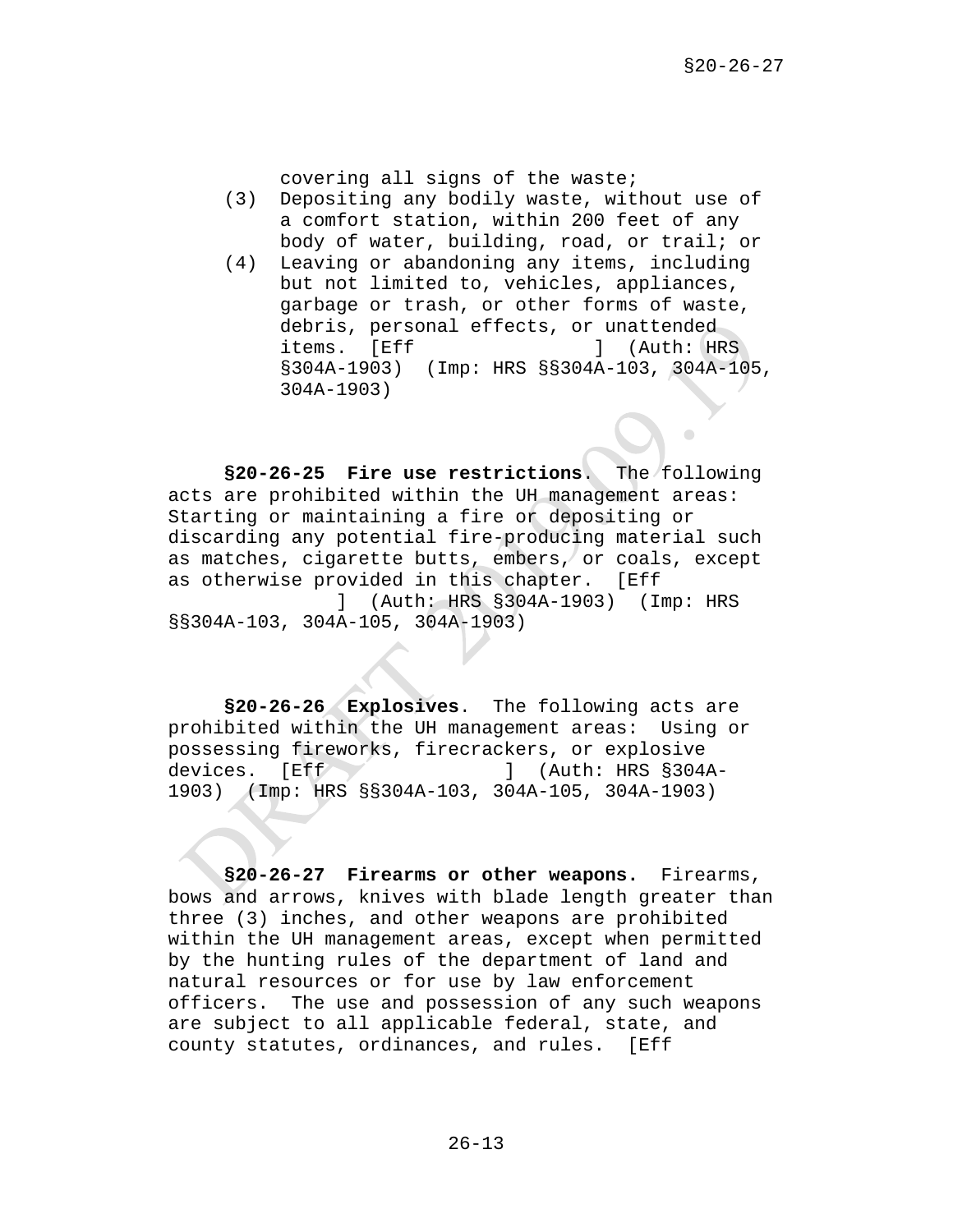covering all signs of the waste;

(3) Depositing any bodily waste, without use of a comfort station, within 200 feet of any body of water, building, road, or trail; or

(4) Leaving or abandoning any items, including but not limited to, vehicles, appliances, garbage or trash, or other forms of waste, debris, personal effects, or unattended items. [Eff ] (Auth: HRS §304A-1903) (Imp: HRS §§304A-103, 304A-105, 304A-1903)

**§20-26-25 Fire use restrictions.** The following acts are prohibited within the UH management areas: Starting or maintaining a fire or depositing or discarding any potential fire-producing material such as matches, cigarette butts, embers, or coals, except as otherwise provided in this chapter. [Eff ] (Auth: HRS §304A-1903) (Imp: HRS §§304A-103, 304A-105, 304A-1903)

**§20-26-26 Explosives.** The following acts are prohibited within the UH management areas: Using or possessing fireworks, firecrackers, or explosive devices. [Eff ] (Auth: HRS §304A-1903) (Imp: HRS §§304A-103, 304A-105, 304A-1903)

**§20-26-27 Firearms or other weapons.** Firearms, bows and arrows, knives with blade length greater than three (3) inches, and other weapons are prohibited within the UH management areas, except when permitted by the hunting rules of the department of land and natural resources or for use by law enforcement officers. The use and possession of any such weapons are subject to all applicable federal, state, and county statutes, ordinances, and rules. [Eff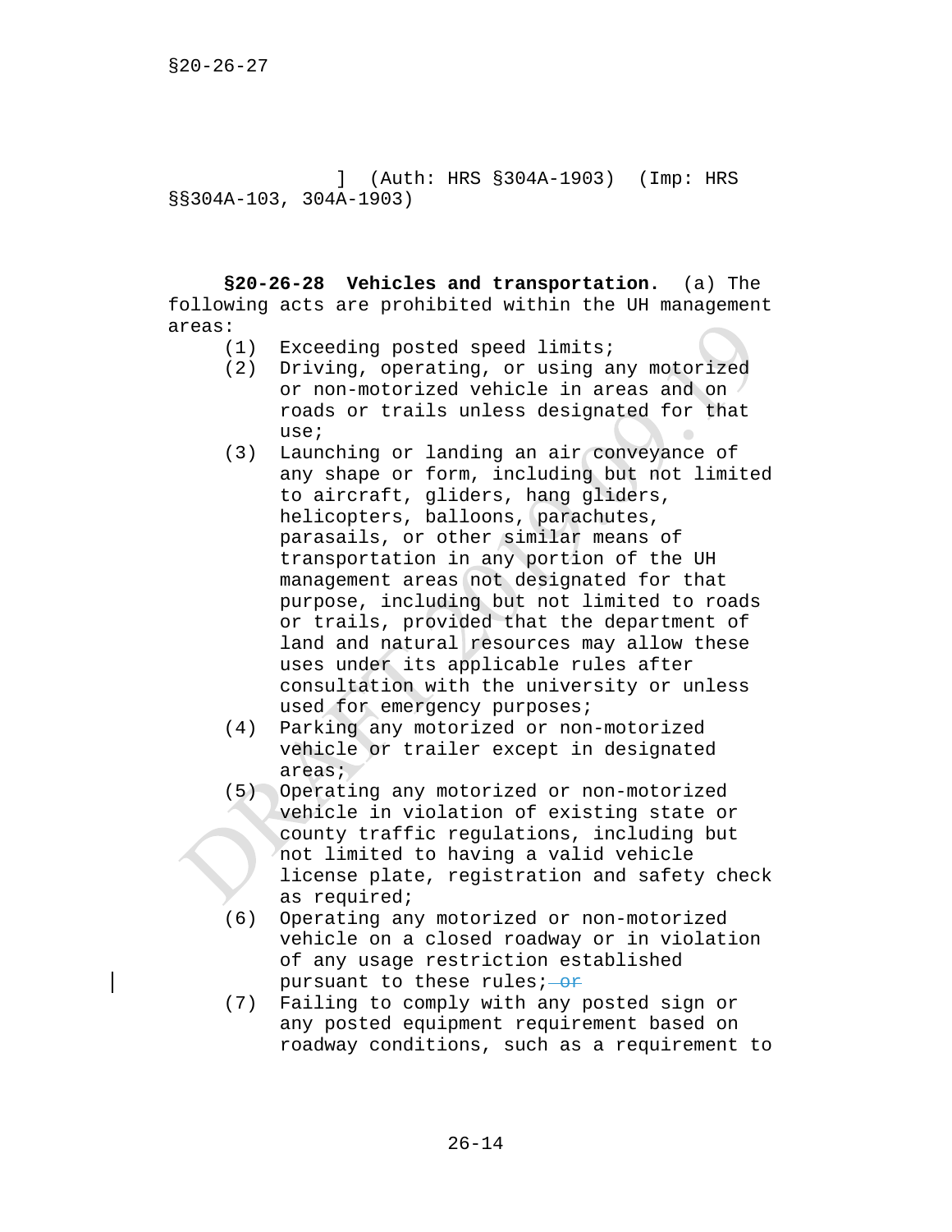§20-26-27

] (Auth: HRS §304A-1903) (Imp: HRS §§304A-103, 304A-1903)

**§20-26-28 Vehicles and transportation.** (a) The following acts are prohibited within the UH management areas:

(1) Exceeding posted speed limits;

(2) Driving, operating, or using any motorized or non-motorized vehicle in areas and on roads or trails unless designated for that use;

(3) Launching or landing an air conveyance of any shape or form, including but not limited to aircraft, gliders, hang gliders, helicopters, balloons, parachutes, parasails, or other similar means of transportation in any portion of the UH management areas not designated for that purpose, including but not limited to roads or trails, provided that the department of land and natural resources may allow these uses under its applicable rules after consultation with the university or unless used for emergency purposes;

(4) Parking any motorized or non-motorized vehicle or trailer except in designated areas;

(5) Operating any motorized or non-motorized vehicle in violation of existing state or county traffic regulations, including but not limited to having a valid vehicle license plate, registration and safety check as required;

(6) Operating any motorized or non-motorized vehicle on a closed roadway or in violation of any usage restriction established pursuant to these rules; ~~or~~

(7) Failing to comply with any posted sign or any posted equipment requirement based on roadway conditions, such as a requirement to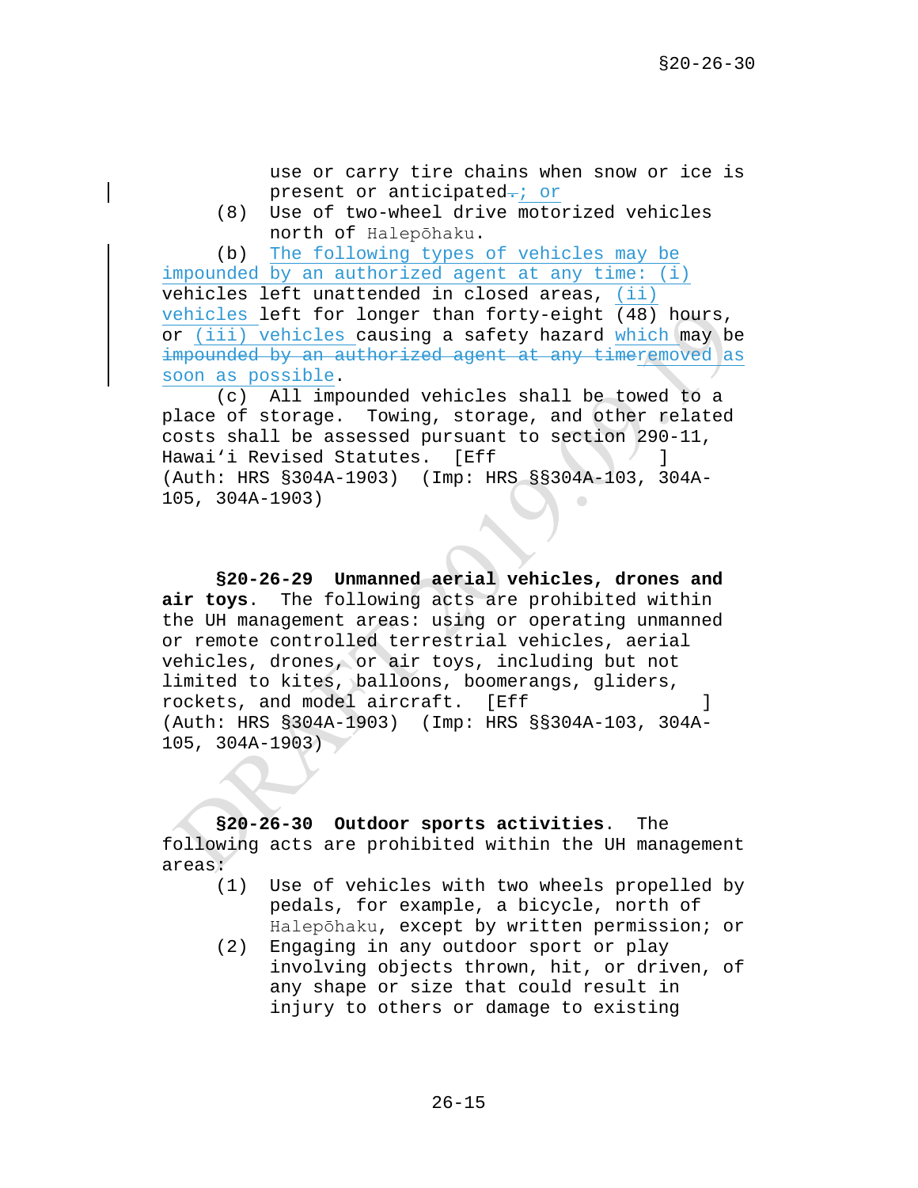use or carry tire chains when snow or ice is present or anticipated.; or

(8) Use of two-wheel drive motorized vehicles north of Halepōhaku.

(b) The following types of vehicles may be impounded by an authorized agent at any time: (i) vehicles left unattended in closed areas, (ii) vehicles left for longer than forty-eight (48) hours, or (iii) vehicles causing a safety hazard which may be impounded by an authorized agent at any timeremoved as soon as possible.

(c) All impounded vehicles shall be towed to a place of storage. Towing, storage, and other related costs shall be assessed pursuant to section 290-11, Hawaiʻi Revised Statutes. [Eff ] (Auth: HRS §304A-1903) (Imp: HRS §§304A-103, 304A-105, 304A-1903)

**§20-26-29 Unmanned aerial vehicles, drones and air toys**. The following acts are prohibited within the UH management areas: using or operating unmanned or remote controlled terrestrial vehicles, aerial vehicles, drones, or air toys, including but not limited to kites, balloons, boomerangs, gliders, rockets, and model aircraft. [Eff ] (Auth: HRS §304A-1903) (Imp: HRS §§304A-103, 304A-105, 304A-1903)

**§20-26-30 Outdoor sports activities**. The following acts are prohibited within the UH management areas:

(1) Use of vehicles with two wheels propelled by pedals, for example, a bicycle, north of Halepōhaku, except by written permission; or

(2) Engaging in any outdoor sport or play involving objects thrown, hit, or driven, of any shape or size that could result in injury to others or damage to existing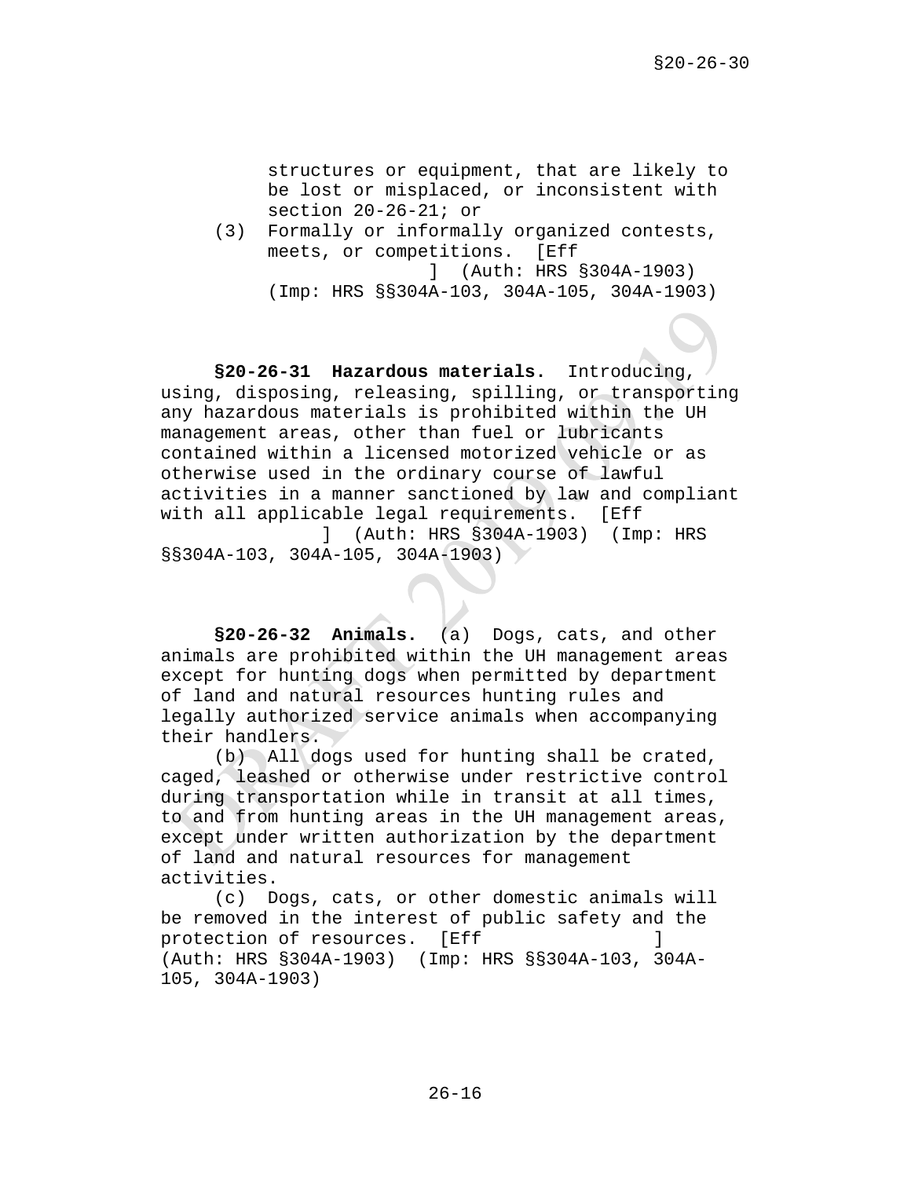structures or equipment, that are likely to be lost or misplaced, or inconsistent with section 20-26-21; or

(3) Formally or informally organized contests, meets, or competitions. [Eff ] (Auth: HRS §304A-1903) (Imp: HRS §§304A-103, 304A-105, 304A-1903)

**§20-26-31 Hazardous materials.** Introducing, using, disposing, releasing, spilling, or transporting any hazardous materials is prohibited within the UH management areas, other than fuel or lubricants contained within a licensed motorized vehicle or as otherwise used in the ordinary course of lawful activities in a manner sanctioned by law and compliant with all applicable legal requirements. [Eff ] (Auth: HRS §304A-1903) (Imp: HRS §§304A-103, 304A-105, 304A-1903)

**§20-26-32 Animals.** (a) Dogs, cats, and other animals are prohibited within the UH management areas except for hunting dogs when permitted by department of land and natural resources hunting rules and legally authorized service animals when accompanying their handlers.

(b) All dogs used for hunting shall be crated, caged, leashed or otherwise under restrictive control during transportation while in transit at all times, to and from hunting areas in the UH management areas, except under written authorization by the department of land and natural resources for management activities.

(c) Dogs, cats, or other domestic animals will be removed in the interest of public safety and the protection of resources. [Eff ] (Auth: HRS §304A-1903) (Imp: HRS §§304A-103, 304A-105, 304A-1903)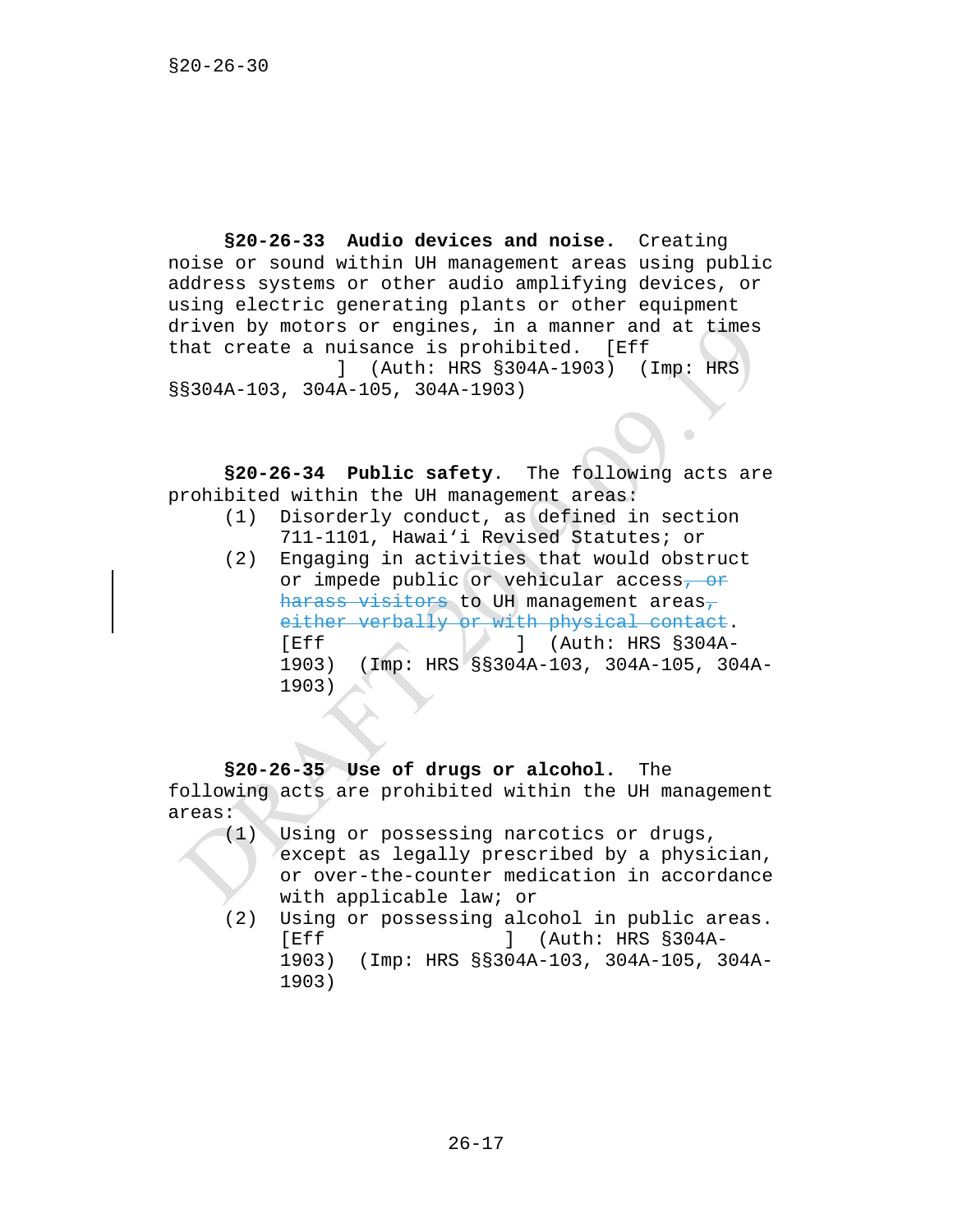**§20-26-33 Audio devices and noise.** Creating noise or sound within UH management areas using public address systems or other audio amplifying devices, or using electric generating plants or other equipment driven by motors or engines, in a manner and at times that create a nuisance is prohibited. [Eff ] (Auth: HRS §304A-1903) (Imp: HRS §§304A-103, 304A-105, 304A-1903)

**§20-26-34 Public safety.** The following acts are prohibited within the UH management areas:

(1) Disorderly conduct, as defined in section 711-1101, Hawai'i Revised Statutes; or

(2) Engaging in activities that would obstruct or impede public or vehicular access~~, or harass visitors~~ to UH management areas~~, either verbally or with physical contact~~. [Eff ] (Auth: HRS §304A-1903) (Imp: HRS §§304A-103, 304A-105, 304A-1903)

**§20-26-35 Use of drugs or alcohol.** The following acts are prohibited within the UH management areas:

(1) Using or possessing narcotics or drugs, except as legally prescribed by a physician, or over-the-counter medication in accordance with applicable law; or

(2) Using or possessing alcohol in public areas. [Eff ] (Auth: HRS §304A-1903) (Imp: HRS §§304A-103, 304A-105, 304A-1903)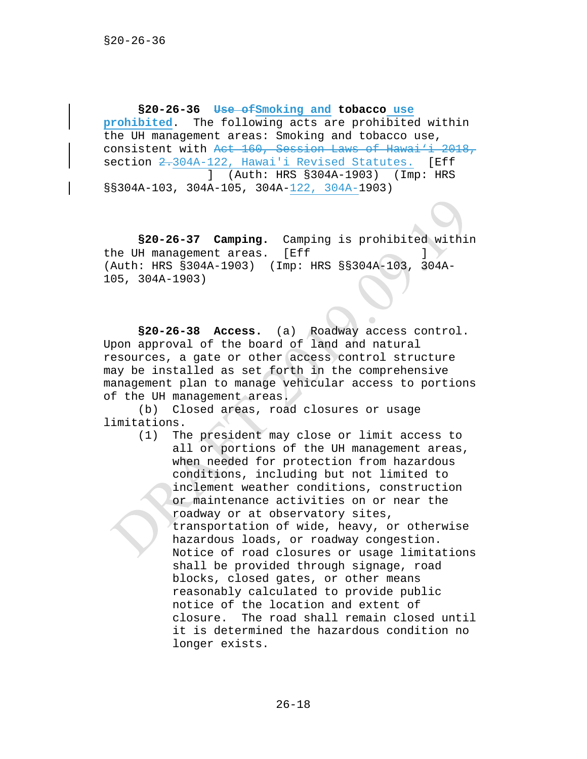**§20-26-36 ~~Use of~~Smoking and tobacco use prohibited.** The following acts are prohibited within the UH management areas: Smoking and tobacco use, consistent with ~~Act 160, Session Laws of Hawai'i 2018, section 2.~~ 304A-122, Hawai'i Revised Statutes. [Eff ] (Auth: HRS §304A-1903) (Imp: HRS §§304A-103, 304A-105, 304A-122, 304A-1903)

**§20-26-37 Camping.** Camping is prohibited within the UH management areas. [Eff ] (Auth: HRS §304A-1903) (Imp: HRS §§304A-103, 304A-105, 304A-1903)

**§20-26-38 Access.** (a) Roadway access control. Upon approval of the board of land and natural resources, a gate or other access control structure may be installed as set forth in the comprehensive management plan to manage vehicular access to portions of the UH management areas.

(b) Closed areas, road closures or usage limitations.

(1) The president may close or limit access to all or portions of the UH management areas, when needed for protection from hazardous conditions, including but not limited to inclement weather conditions, construction or maintenance activities on or near the roadway or at observatory sites, transportation of wide, heavy, or otherwise hazardous loads, or roadway congestion. Notice of road closures or usage limitations shall be provided through signage, road blocks, closed gates, or other means reasonably calculated to provide public notice of the location and extent of closure. The road shall remain closed until it is determined the hazardous condition no longer exists.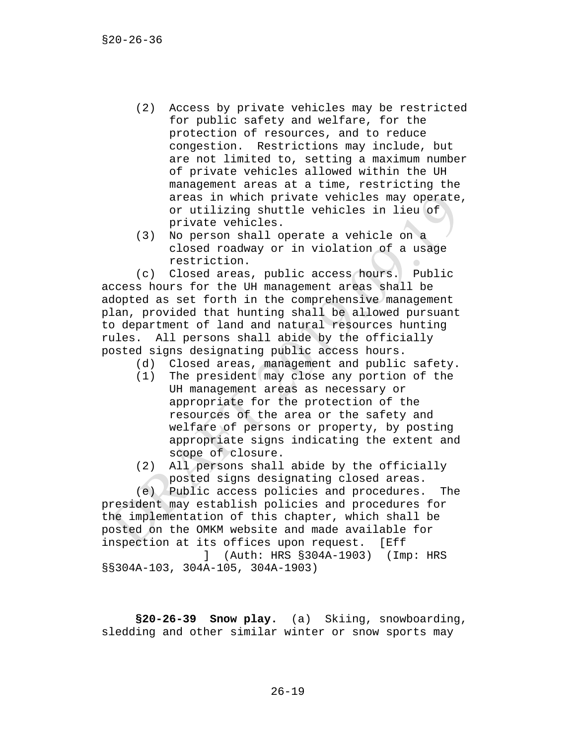(2) Access by private vehicles may be restricted for public safety and welfare, for the protection of resources, and to reduce congestion. Restrictions may include, but are not limited to, setting a maximum number of private vehicles allowed within the UH management areas at a time, restricting the areas in which private vehicles may operate, or utilizing shuttle vehicles in lieu of private vehicles.

(3) No person shall operate a vehicle on a closed roadway or in violation of a usage restriction.

(c) Closed areas, public access hours. Public access hours for the UH management areas shall be adopted as set forth in the comprehensive management plan, provided that hunting shall be allowed pursuant to department of land and natural resources hunting rules. All persons shall abide by the officially posted signs designating public access hours.

(d) Closed areas, management and public safety.

(1) The president may close any portion of the UH management areas as necessary or appropriate for the protection of the resources of the area or the safety and welfare of persons or property, by posting appropriate signs indicating the extent and scope of closure.

(2) All persons shall abide by the officially posted signs designating closed areas.

(e) Public access policies and procedures. The president may establish policies and procedures for the implementation of this chapter, which shall be posted on the OMKM website and made available for inspection at its offices upon request. [Eff ] (Auth: HRS §304A-1903) (Imp: HRS §§304A-103, 304A-105, 304A-1903)

**§20-26-39 Snow play.** (a) Skiing, snowboarding, sledding and other similar winter or snow sports may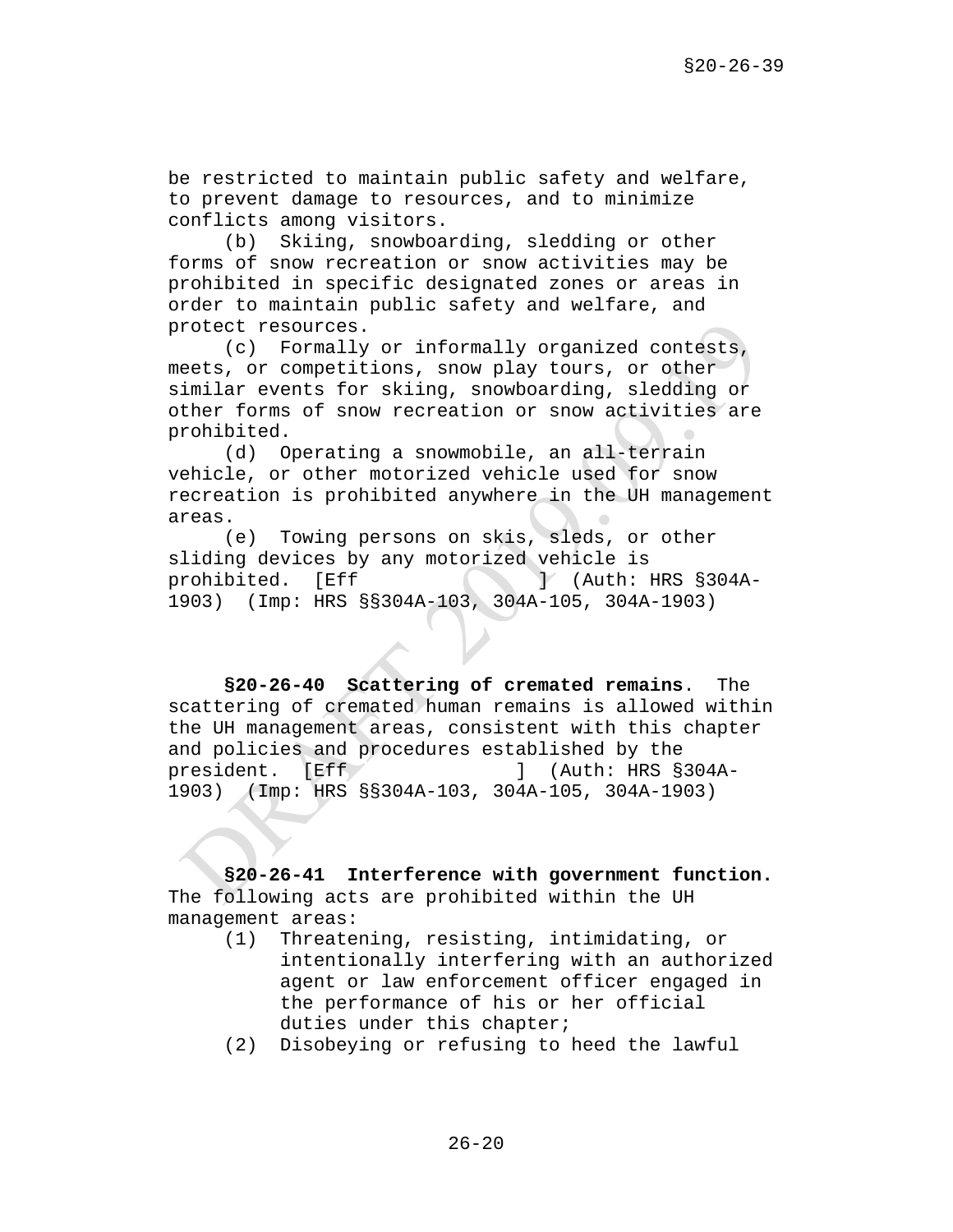be restricted to maintain public safety and welfare, to prevent damage to resources, and to minimize conflicts among visitors.

(b) Skiing, snowboarding, sledding or other forms of snow recreation or snow activities may be prohibited in specific designated zones or areas in order to maintain public safety and welfare, and protect resources.

(c) Formally or informally organized contests, meets, or competitions, snow play tours, or other similar events for skiing, snowboarding, sledding or other forms of snow recreation or snow activities are prohibited.

(d) Operating a snowmobile, an all-terrain vehicle, or other motorized vehicle used for snow recreation is prohibited anywhere in the UH management areas.

(e) Towing persons on skis, sleds, or other sliding devices by any motorized vehicle is prohibited. [Eff ] (Auth: HRS §304A-1903) (Imp: HRS §§304A-103, 304A-105, 304A-1903)

**§20-26-40 Scattering of cremated remains**. The scattering of cremated human remains is allowed within the UH management areas, consistent with this chapter and policies and procedures established by the president. [Eff ] (Auth: HRS §304A-1903) (Imp: HRS §§304A-103, 304A-105, 304A-1903)

**§20-26-41 Interference with government function.** The following acts are prohibited within the UH management areas:

(1) Threatening, resisting, intimidating, or intentionally interfering with an authorized agent or law enforcement officer engaged in the performance of his or her official duties under this chapter;

(2) Disobeying or refusing to heed the lawful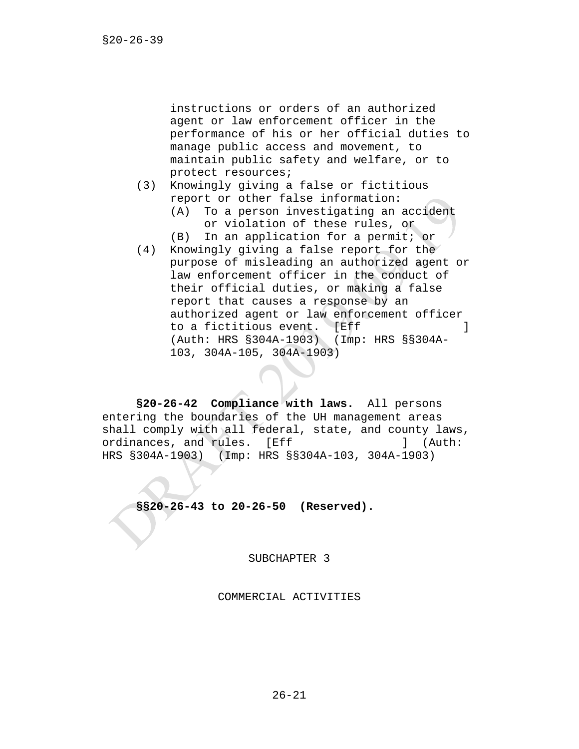instructions or orders of an authorized agent or law enforcement officer in the performance of his or her official duties to manage public access and movement, to maintain public safety and welfare, or to protect resources;

(3) Knowingly giving a false or fictitious report or other false information:
   (A) To a person investigating an accident or violation of these rules, or
   (B) In an application for a permit; or

(4) Knowingly giving a false report for the purpose of misleading an authorized agent or law enforcement officer in the conduct of their official duties, or making a false report that causes a response by an authorized agent or law enforcement officer to a fictitious event. [Eff ] (Auth: HRS §304A-1903) (Imp: HRS §§304A-103, 304A-105, 304A-1903)

**§20-26-42 Compliance with laws.** All persons entering the boundaries of the UH management areas shall comply with all federal, state, and county laws, ordinances, and rules. [Eff ] (Auth: HRS §304A-1903) (Imp: HRS §§304A-103, 304A-1903)

**§§20-26-43 to 20-26-50 (Reserved).**

SUBCHAPTER 3

COMMERCIAL ACTIVITIES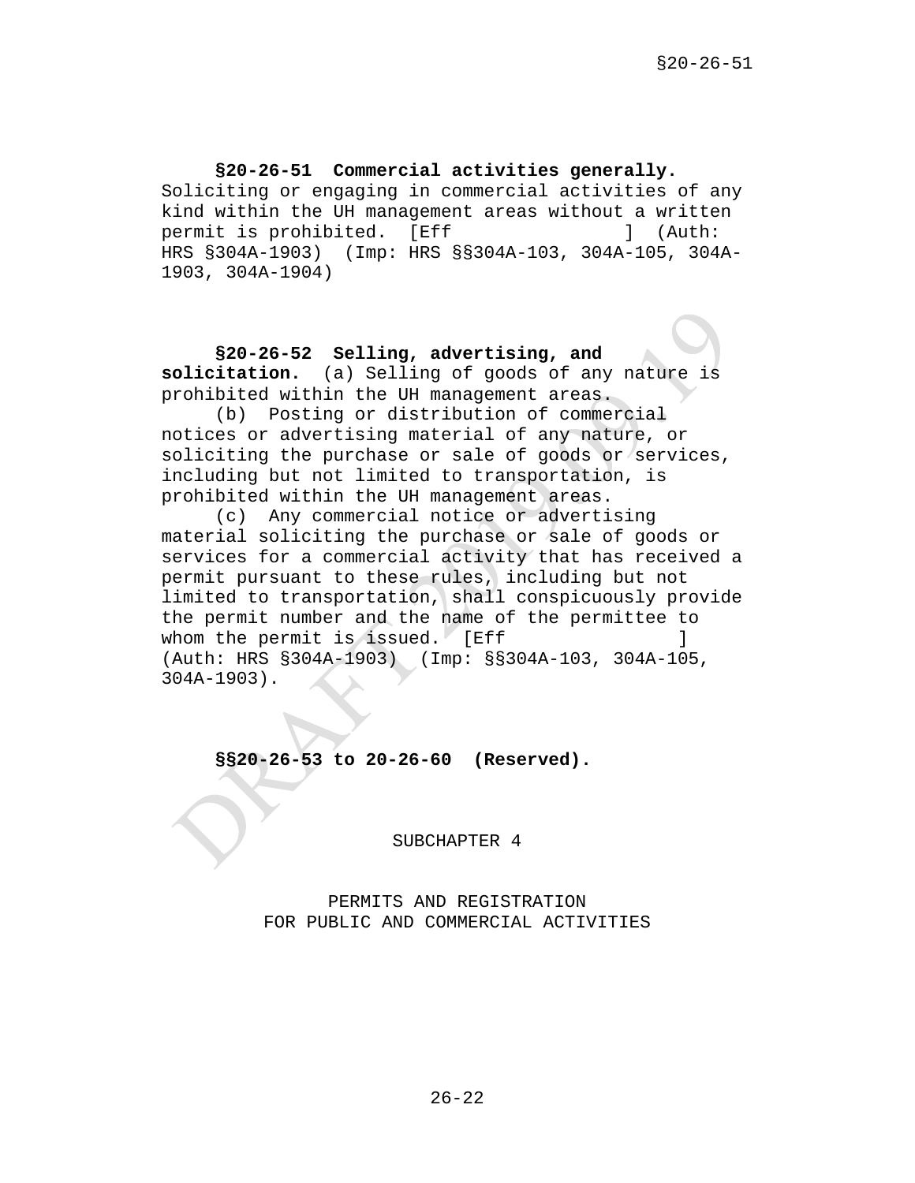**§20-26-51 Commercial activities generally.** Soliciting or engaging in commercial activities of any kind within the UH management areas without a written permit is prohibited. [Eff ] (Auth: HRS §304A-1903) (Imp: HRS §§304A-103, 304A-105, 304A-1903, 304A-1904)

**§20-26-52 Selling, advertising, and solicitation.** (a) Selling of goods of any nature is prohibited within the UH management areas.

(b) Posting or distribution of commercial notices or advertising material of any nature, or soliciting the purchase or sale of goods or services, including but not limited to transportation, is prohibited within the UH management areas.

(c) Any commercial notice or advertising material soliciting the purchase or sale of goods or services for a commercial activity that has received a permit pursuant to these rules, including but not limited to transportation, shall conspicuously provide the permit number and the name of the permittee to whom the permit is issued. [Eff ] (Auth: HRS §304A-1903) (Imp: §§304A-103, 304A-105, 304A-1903).

**§§20-26-53 to 20-26-60 (Reserved).**

SUBCHAPTER 4

PERMITS AND REGISTRATION
FOR PUBLIC AND COMMERCIAL ACTIVITIES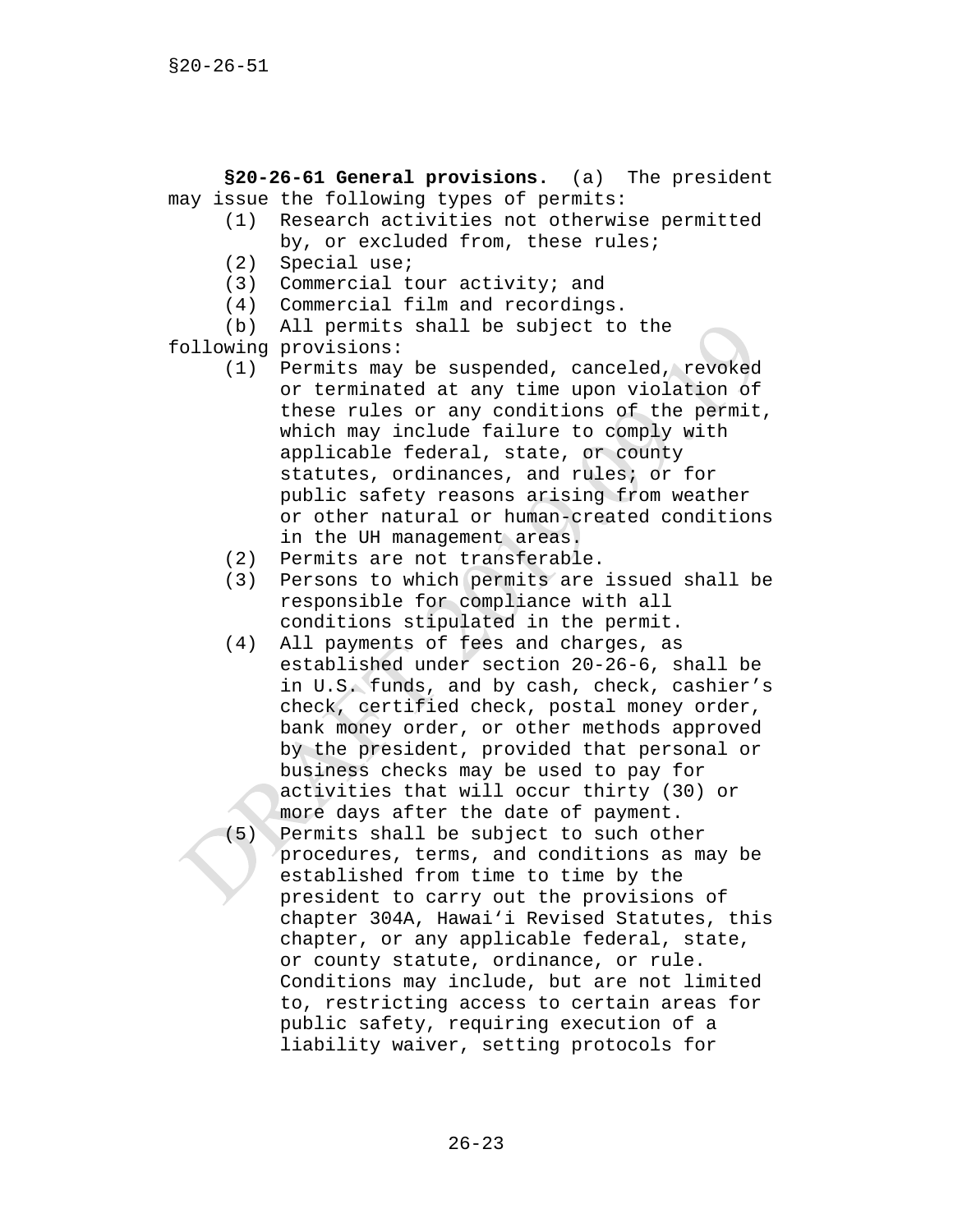**§20-26-61 General provisions.** (a) The president may issue the following types of permits:

(1) Research activities not otherwise permitted by, or excluded from, these rules;

(2) Special use;

(3) Commercial tour activity; and

(4) Commercial film and recordings.

(b) All permits shall be subject to the following provisions:

(1) Permits may be suspended, canceled, revoked or terminated at any time upon violation of these rules or any conditions of the permit, which may include failure to comply with applicable federal, state, or county statutes, ordinances, and rules; or for public safety reasons arising from weather or other natural or human-created conditions in the UH management areas.

(2) Permits are not transferable.

(3) Persons to which permits are issued shall be responsible for compliance with all conditions stipulated in the permit.

(4) All payments of fees and charges, as established under section 20-26-6, shall be in U.S. funds, and by cash, check, cashier's check, certified check, postal money order, bank money order, or other methods approved by the president, provided that personal or business checks may be used to pay for activities that will occur thirty (30) or more days after the date of payment.

(5) Permits shall be subject to such other procedures, terms, and conditions as may be established from time to time by the president to carry out the provisions of chapter 304A, Hawai'i Revised Statutes, this chapter, or any applicable federal, state, or county statute, ordinance, or rule. Conditions may include, but are not limited to, restricting access to certain areas for public safety, requiring execution of a liability waiver, setting protocols for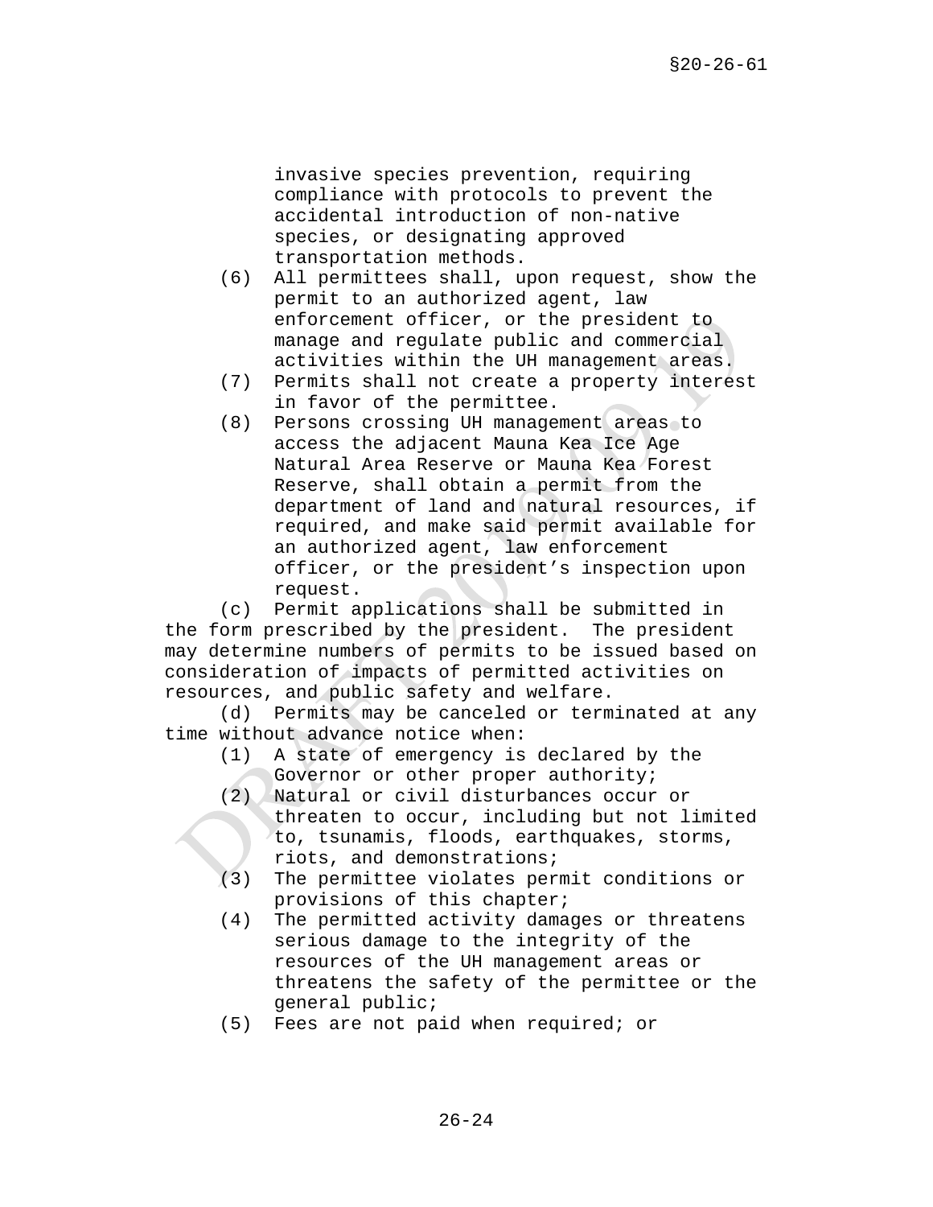invasive species prevention, requiring compliance with protocols to prevent the accidental introduction of non-native species, or designating approved transportation methods.

(6) All permittees shall, upon request, show the permit to an authorized agent, law enforcement officer, or the president to manage and regulate public and commercial activities within the UH management areas.

(7) Permits shall not create a property interest in favor of the permittee.

(8) Persons crossing UH management areas to access the adjacent Mauna Kea Ice Age Natural Area Reserve or Mauna Kea Forest Reserve, shall obtain a permit from the department of land and natural resources, if required, and make said permit available for an authorized agent, law enforcement officer, or the president's inspection upon request.

(c) Permit applications shall be submitted in the form prescribed by the president. The president may determine numbers of permits to be issued based on consideration of impacts of permitted activities on resources, and public safety and welfare.

(d) Permits may be canceled or terminated at any time without advance notice when:

(1) A state of emergency is declared by the Governor or other proper authority;

(2) Natural or civil disturbances occur or threaten to occur, including but not limited to, tsunamis, floods, earthquakes, storms, riots, and demonstrations;

(3) The permittee violates permit conditions or provisions of this chapter;

(4) The permitted activity damages or threatens serious damage to the integrity of the resources of the UH management areas or threatens the safety of the permittee or the general public;

(5) Fees are not paid when required; or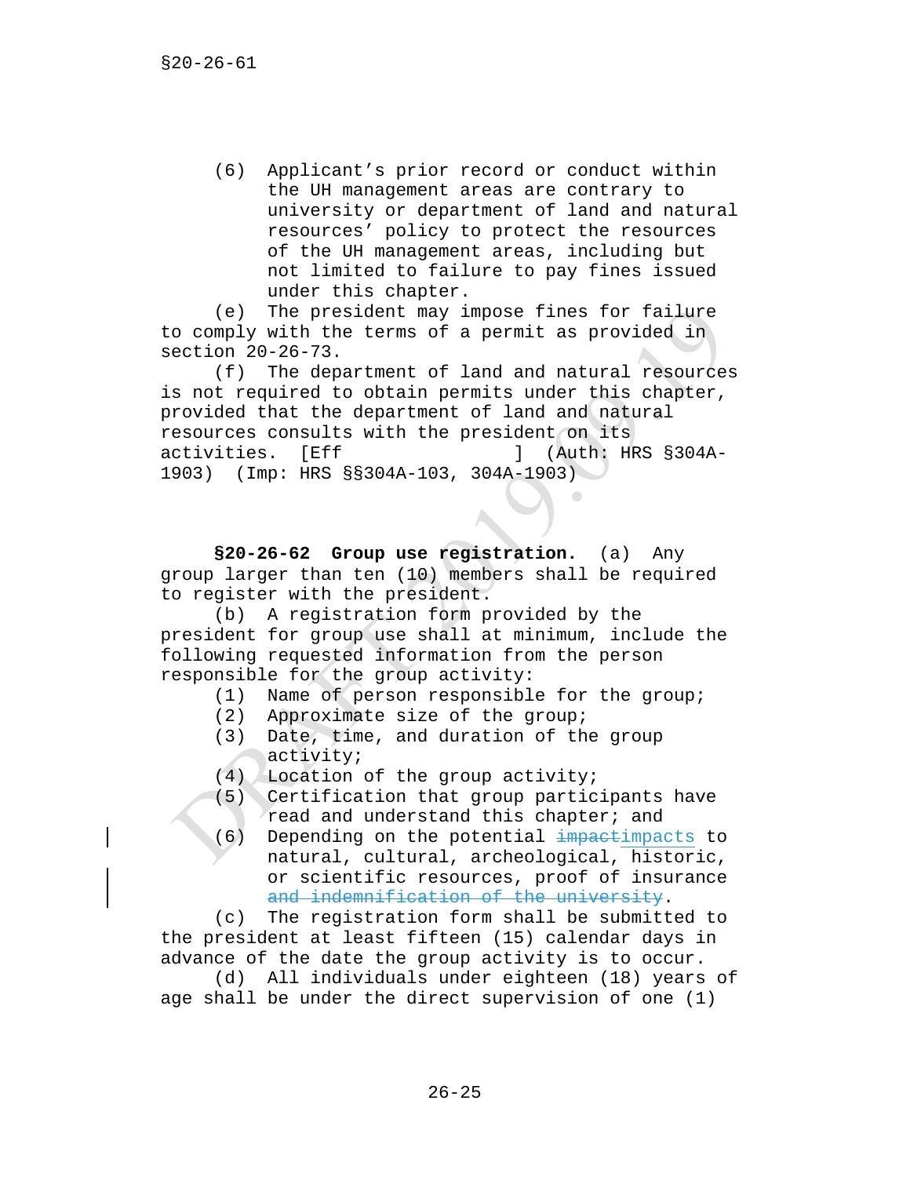(6) Applicant's prior record or conduct within the UH management areas are contrary to university or department of land and natural resources' policy to protect the resources of the UH management areas, including but not limited to failure to pay fines issued under this chapter.

(e) The president may impose fines for failure to comply with the terms of a permit as provided in section 20-26-73.

(f) The department of land and natural resources is not required to obtain permits under this chapter, provided that the department of land and natural resources consults with the president on its activities. [Eff ] (Auth: HRS §304A-1903) (Imp: HRS §§304A-103, 304A-1903)

**§20-26-62 Group use registration.** (a) Any group larger than ten (10) members shall be required to register with the president.

(b) A registration form provided by the president for group use shall at minimum, include the following requested information from the person responsible for the group activity:

(1) Name of person responsible for the group;
(2) Approximate size of the group;
(3) Date, time, and duration of the group activity;
(4) Location of the group activity;
(5) Certification that group participants have read and understand this chapter; and
(6) Depending on the potential ~~impact~~impacts to natural, cultural, archeological, historic, or scientific resources, proof of insurance ~~and indemnification of the university~~.

(c) The registration form shall be submitted to the president at least fifteen (15) calendar days in advance of the date the group activity is to occur.

(d) All individuals under eighteen (18) years of age shall be under the direct supervision of one (1)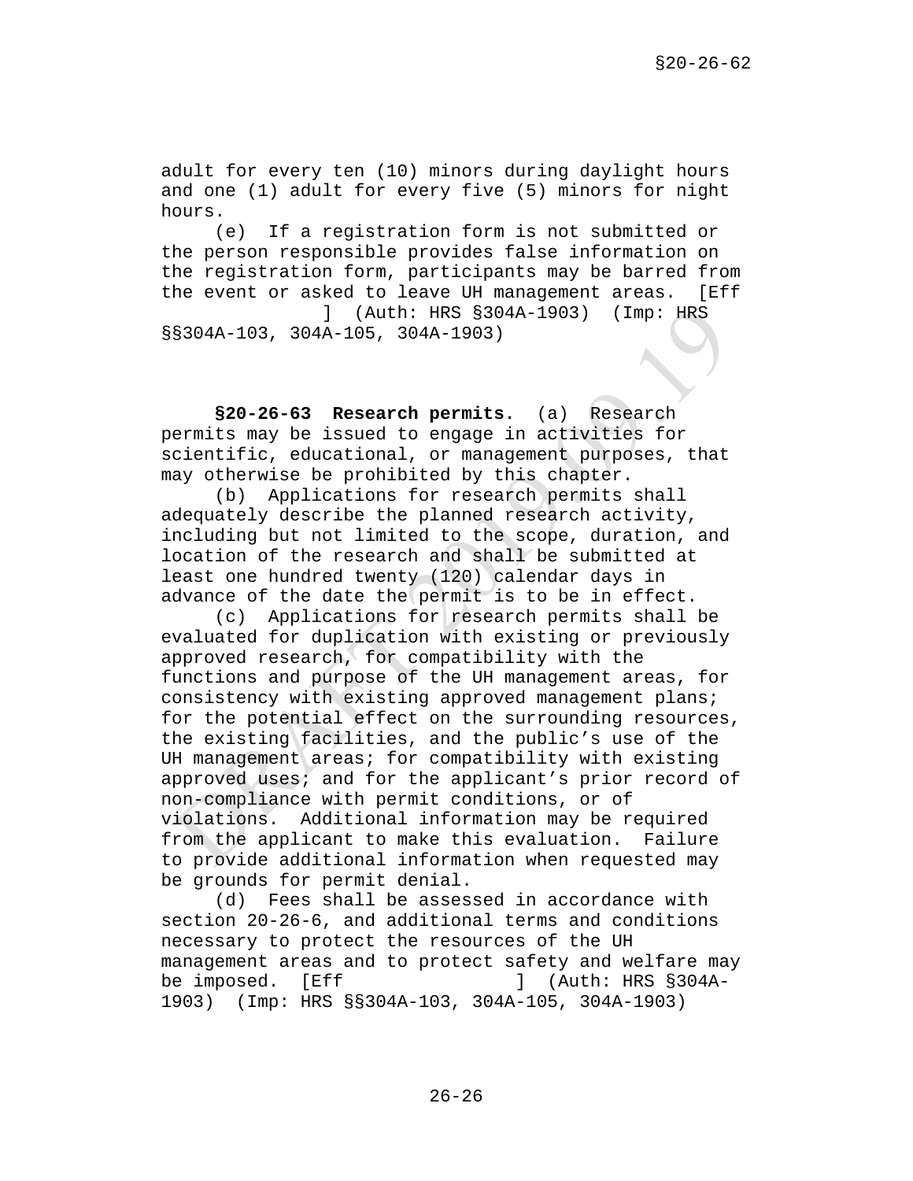adult for every ten (10) minors during daylight hours and one (1) adult for every five (5) minors for night hours.

(e) If a registration form is not submitted or the person responsible provides false information on the registration form, participants may be barred from the event or asked to leave UH management areas. [Eff ] (Auth: HRS §304A-1903) (Imp: HRS §§304A-103, 304A-105, 304A-1903)

**§20-26-63 Research permits.** (a) Research permits may be issued to engage in activities for scientific, educational, or management purposes, that may otherwise be prohibited by this chapter.

(b) Applications for research permits shall adequately describe the planned research activity, including but not limited to the scope, duration, and location of the research and shall be submitted at least one hundred twenty (120) calendar days in advance of the date the permit is to be in effect.

(c) Applications for research permits shall be evaluated for duplication with existing or previously approved research, for compatibility with the functions and purpose of the UH management areas, for consistency with existing approved management plans; for the potential effect on the surrounding resources, the existing facilities, and the public's use of the UH management areas; for compatibility with existing approved uses; and for the applicant's prior record of non-compliance with permit conditions, or of violations. Additional information may be required from the applicant to make this evaluation. Failure to provide additional information when requested may be grounds for permit denial.

(d) Fees shall be assessed in accordance with section 20-26-6, and additional terms and conditions necessary to protect the resources of the UH management areas and to protect safety and welfare may be imposed. [Eff ] (Auth: HRS §304A-1903) (Imp: HRS §§304A-103, 304A-105, 304A-1903)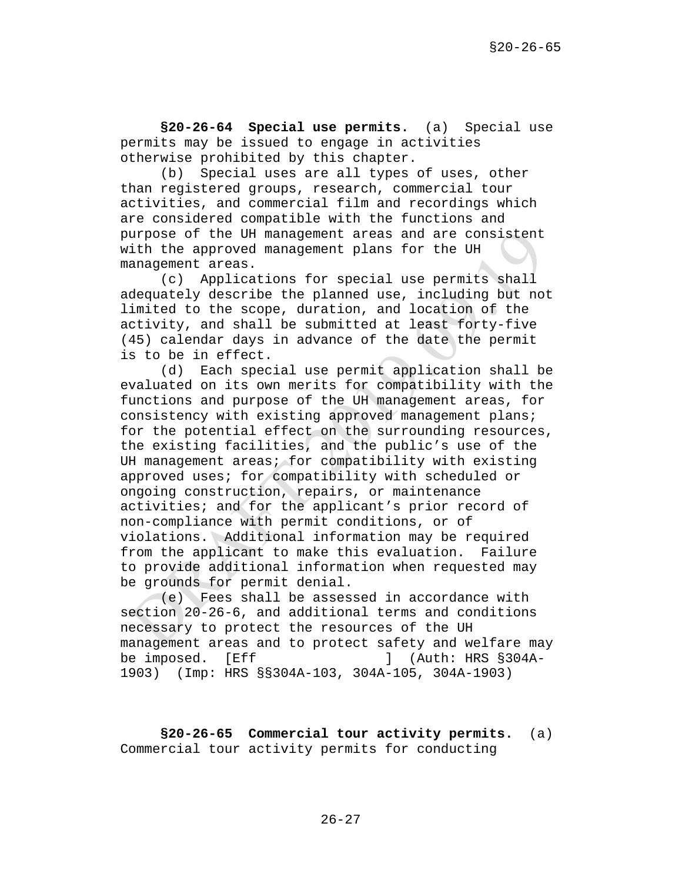**§20-26-64 Special use permits.** (a) Special use permits may be issued to engage in activities otherwise prohibited by this chapter.

(b) Special uses are all types of uses, other than registered groups, research, commercial tour activities, and commercial film and recordings which are considered compatible with the functions and purpose of the UH management areas and are consistent with the approved management plans for the UH management areas.

(c) Applications for special use permits shall adequately describe the planned use, including but not limited to the scope, duration, and location of the activity, and shall be submitted at least forty-five (45) calendar days in advance of the date the permit is to be in effect.

(d) Each special use permit application shall be evaluated on its own merits for compatibility with the functions and purpose of the UH management areas, for consistency with existing approved management plans; for the potential effect on the surrounding resources, the existing facilities, and the public's use of the UH management areas; for compatibility with existing approved uses; for compatibility with scheduled or ongoing construction, repairs, or maintenance activities; and for the applicant's prior record of non-compliance with permit conditions, or of violations. Additional information may be required from the applicant to make this evaluation. Failure to provide additional information when requested may be grounds for permit denial.

(e) Fees shall be assessed in accordance with section 20-26-6, and additional terms and conditions necessary to protect the resources of the UH management areas and to protect safety and welfare may be imposed. [Eff ] (Auth: HRS §304A-1903) (Imp: HRS §§304A-103, 304A-105, 304A-1903)

**§20-26-65 Commercial tour activity permits.** (a) Commercial tour activity permits for conducting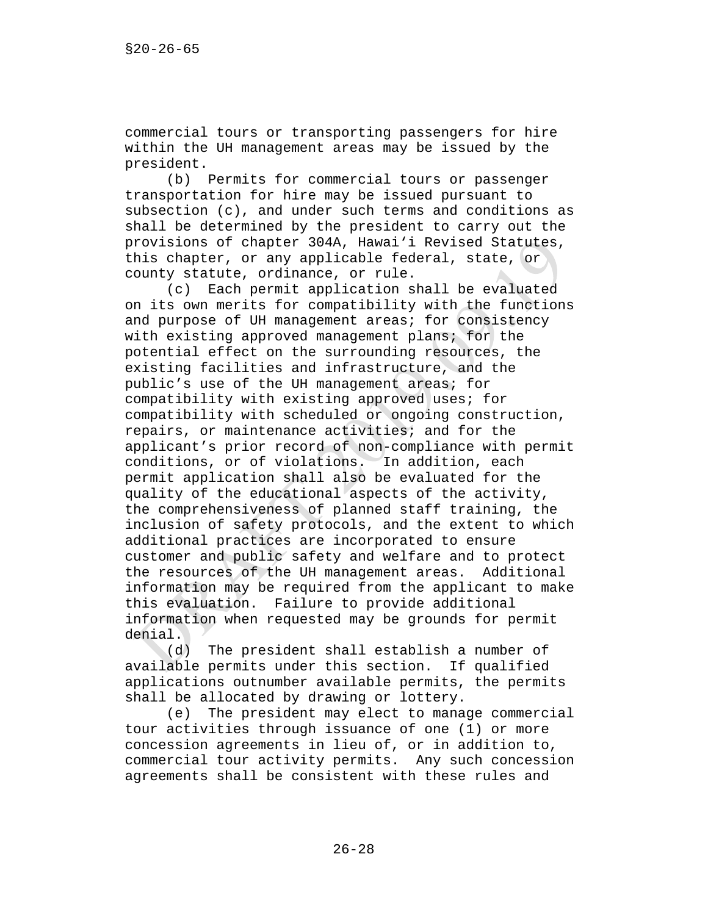commercial tours or transporting passengers for hire within the UH management areas may be issued by the president.

(b) Permits for commercial tours or passenger transportation for hire may be issued pursuant to subsection (c), and under such terms and conditions as shall be determined by the president to carry out the provisions of chapter 304A, Hawaiʻi Revised Statutes, this chapter, or any applicable federal, state, or county statute, ordinance, or rule.

(c) Each permit application shall be evaluated on its own merits for compatibility with the functions and purpose of UH management areas; for consistency with existing approved management plans; for the potential effect on the surrounding resources, the existing facilities and infrastructure, and the public's use of the UH management areas; for compatibility with existing approved uses; for compatibility with scheduled or ongoing construction, repairs, or maintenance activities; and for the applicant's prior record of non-compliance with permit conditions, or of violations. In addition, each permit application shall also be evaluated for the quality of the educational aspects of the activity, the comprehensiveness of planned staff training, the inclusion of safety protocols, and the extent to which additional practices are incorporated to ensure customer and public safety and welfare and to protect the resources of the UH management areas. Additional information may be required from the applicant to make this evaluation. Failure to provide additional information when requested may be grounds for permit denial.

(d) The president shall establish a number of available permits under this section. If qualified applications outnumber available permits, the permits shall be allocated by drawing or lottery.

(e) The president may elect to manage commercial tour activities through issuance of one (1) or more concession agreements in lieu of, or in addition to, commercial tour activity permits. Any such concession agreements shall be consistent with these rules and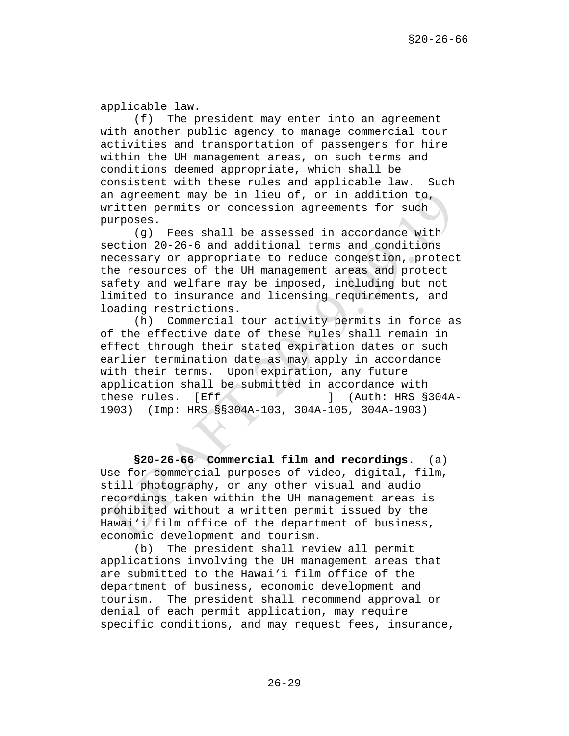applicable law.

(f) The president may enter into an agreement with another public agency to manage commercial tour activities and transportation of passengers for hire within the UH management areas, on such terms and conditions deemed appropriate, which shall be consistent with these rules and applicable law. Such an agreement may be in lieu of, or in addition to, written permits or concession agreements for such purposes.

(g) Fees shall be assessed in accordance with section 20-26-6 and additional terms and conditions necessary or appropriate to reduce congestion, protect the resources of the UH management areas and protect safety and welfare may be imposed, including but not limited to insurance and licensing requirements, and loading restrictions.

(h) Commercial tour activity permits in force as of the effective date of these rules shall remain in effect through their stated expiration dates or such earlier termination date as may apply in accordance with their terms. Upon expiration, any future application shall be submitted in accordance with these rules. [Eff ] (Auth: HRS §304A-1903) (Imp: HRS §§304A-103, 304A-105, 304A-1903)

**§20-26-66 Commercial film and recordings.** (a) Use for commercial purposes of video, digital, film, still photography, or any other visual and audio recordings taken within the UH management areas is prohibited without a written permit issued by the Hawaiʻi film office of the department of business, economic development and tourism.

(b) The president shall review all permit applications involving the UH management areas that are submitted to the Hawaiʻi film office of the department of business, economic development and tourism. The president shall recommend approval or denial of each permit application, may require specific conditions, and may request fees, insurance,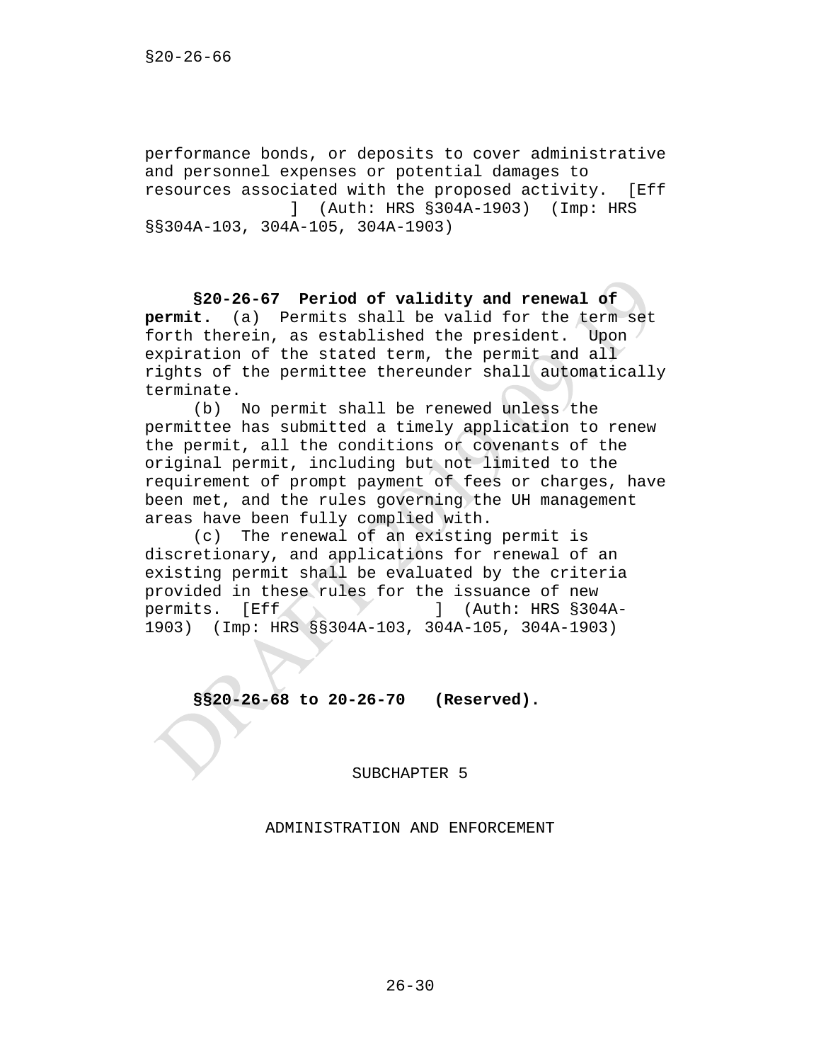performance bonds, or deposits to cover administrative and personnel expenses or potential damages to resources associated with the proposed activity. [Eff ] (Auth: HRS §304A-1903) (Imp: HRS §§304A-103, 304A-105, 304A-1903)

**§20-26-67 Period of validity and renewal of permit.** (a) Permits shall be valid for the term set forth therein, as established the president. Upon expiration of the stated term, the permit and all rights of the permittee thereunder shall automatically terminate.

(b) No permit shall be renewed unless the permittee has submitted a timely application to renew the permit, all the conditions or covenants of the original permit, including but not limited to the requirement of prompt payment of fees or charges, have been met, and the rules governing the UH management areas have been fully complied with.

(c) The renewal of an existing permit is discretionary, and applications for renewal of an existing permit shall be evaluated by the criteria provided in these rules for the issuance of new permits. [Eff ] (Auth: HRS §304A-1903) (Imp: HRS §§304A-103, 304A-105, 304A-1903)

**§§20-26-68 to 20-26-70 (Reserved).**

SUBCHAPTER 5

ADMINISTRATION AND ENFORCEMENT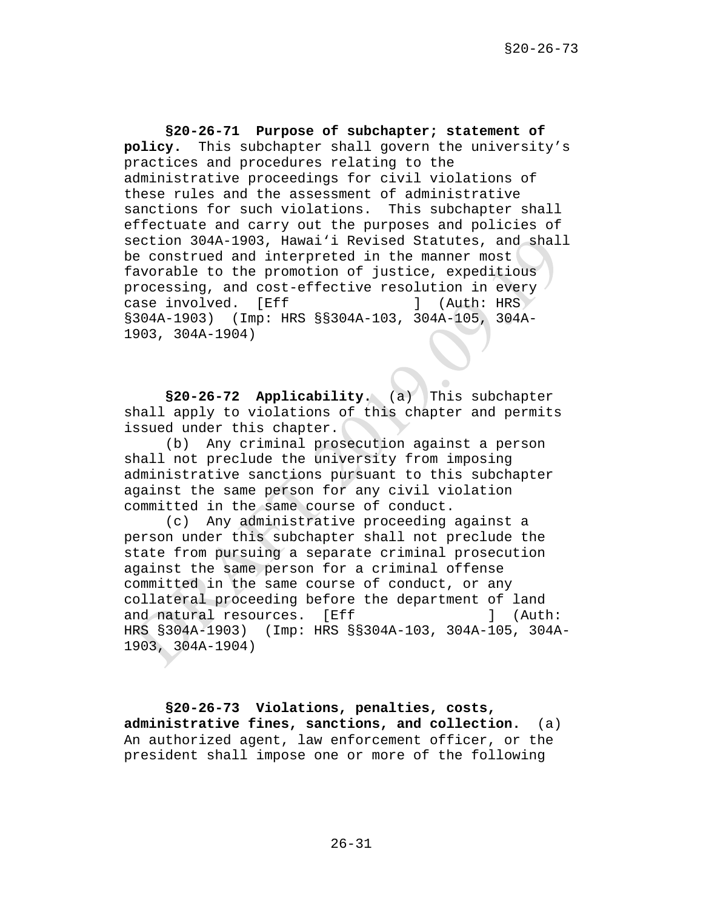**§20-26-71 Purpose of subchapter; statement of policy.** This subchapter shall govern the university's practices and procedures relating to the administrative proceedings for civil violations of these rules and the assessment of administrative sanctions for such violations. This subchapter shall effectuate and carry out the purposes and policies of section 304A-1903, Hawai'i Revised Statutes, and shall be construed and interpreted in the manner most favorable to the promotion of justice, expeditious processing, and cost-effective resolution in every case involved. [Eff ] (Auth: HRS §304A-1903) (Imp: HRS §§304A-103, 304A-105, 304A-1903, 304A-1904)

**§20-26-72 Applicability.** (a) This subchapter shall apply to violations of this chapter and permits issued under this chapter.

(b) Any criminal prosecution against a person shall not preclude the university from imposing administrative sanctions pursuant to this subchapter against the same person for any civil violation committed in the same course of conduct.

(c) Any administrative proceeding against a person under this subchapter shall not preclude the state from pursuing a separate criminal prosecution against the same person for a criminal offense committed in the same course of conduct, or any collateral proceeding before the department of land and natural resources. [Eff ] (Auth: HRS §304A-1903) (Imp: HRS §§304A-103, 304A-105, 304A-1903, 304A-1904)

**§20-26-73 Violations, penalties, costs, administrative fines, sanctions, and collection.** (a) An authorized agent, law enforcement officer, or the president shall impose one or more of the following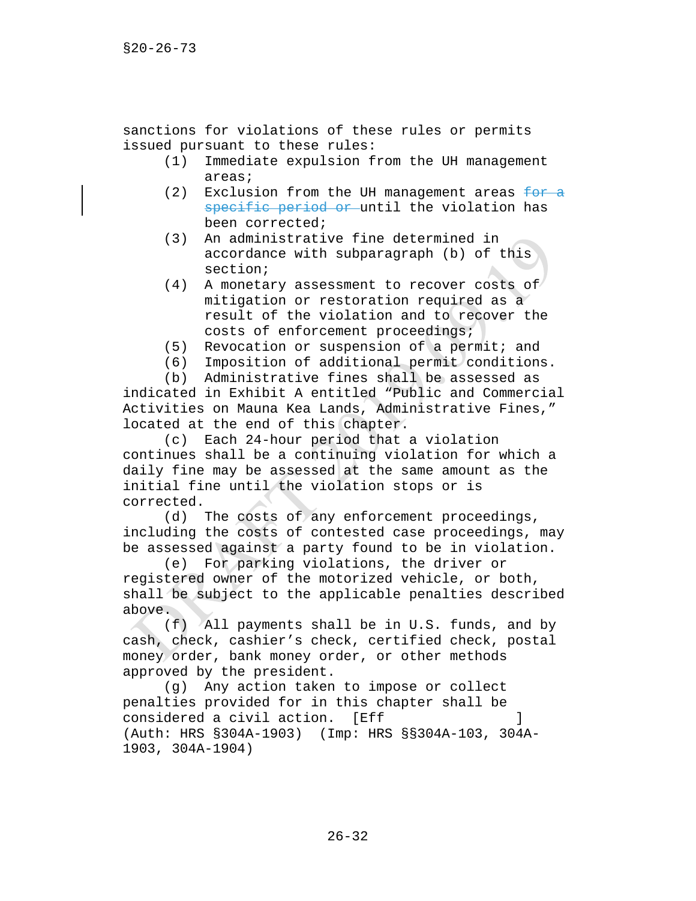sanctions for violations of these rules or permits issued pursuant to these rules:

(1) Immediate expulsion from the UH management areas;

(2) Exclusion from the UH management areas ~~for a specific period or~~ until the violation has been corrected;

(3) An administrative fine determined in accordance with subparagraph (b) of this section;

(4) A monetary assessment to recover costs of mitigation or restoration required as a result of the violation and to recover the costs of enforcement proceedings;

(5) Revocation or suspension of a permit; and

(6) Imposition of additional permit conditions.

(b) Administrative fines shall be assessed as indicated in Exhibit A entitled "Public and Commercial Activities on Mauna Kea Lands, Administrative Fines," located at the end of this chapter.

(c) Each 24-hour period that a violation continues shall be a continuing violation for which a daily fine may be assessed at the same amount as the initial fine until the violation stops or is corrected.

(d) The costs of any enforcement proceedings, including the costs of contested case proceedings, may be assessed against a party found to be in violation.

(e) For parking violations, the driver or registered owner of the motorized vehicle, or both, shall be subject to the applicable penalties described above.

(f) All payments shall be in U.S. funds, and by cash, check, cashier's check, certified check, postal money order, bank money order, or other methods approved by the president.

(g) Any action taken to impose or collect penalties provided for in this chapter shall be considered a civil action. [Eff ] (Auth: HRS §304A-1903) (Imp: HRS §§304A-103, 304A-1903, 304A-1904)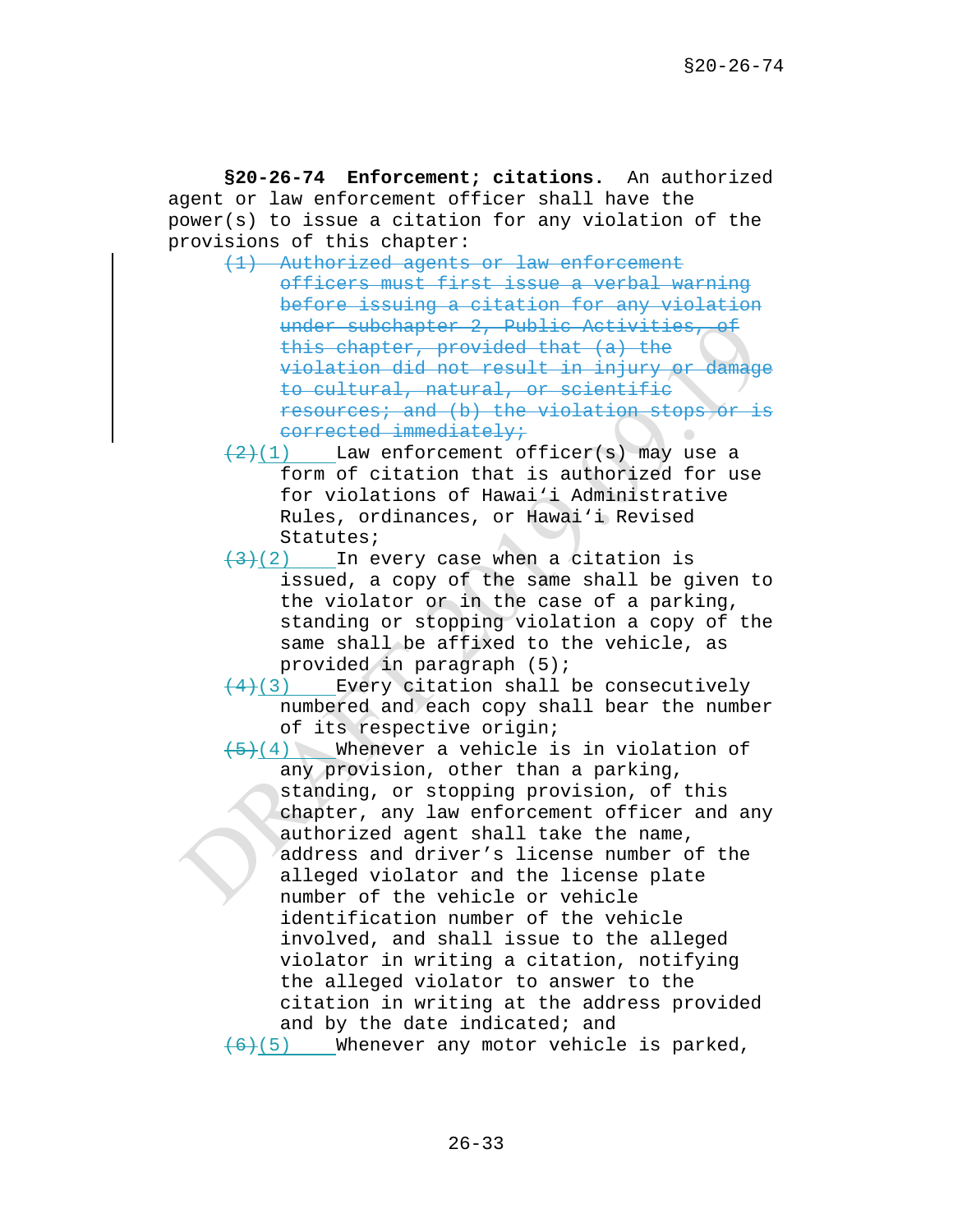**§20-26-74 Enforcement; citations.** An authorized agent or law enforcement officer shall have the power(s) to issue a citation for any violation of the provisions of this chapter:

~~(1) Authorized agents or law enforcement officers must first issue a verbal warning before issuing a citation for any violation under subchapter 2, Public Activities, of this chapter, provided that (a) the violation did not result in injury or damage to cultural, natural, or scientific resources; and (b) the violation stops or is corrected immediately;~~

~~(2)~~<u>(1)</u> Law enforcement officer(s) may use a form of citation that is authorized for use for violations of Hawai'i Administrative Rules, ordinances, or Hawai'i Revised Statutes;

~~(3)~~<u>(2)</u> In every case when a citation is issued, a copy of the same shall be given to the violator or in the case of a parking, standing or stopping violation a copy of the same shall be affixed to the vehicle, as provided in paragraph (5);

~~(4)~~<u>(3)</u> Every citation shall be consecutively numbered and each copy shall bear the number of its respective origin;

~~(5)~~<u>(4)</u> Whenever a vehicle is in violation of any provision, other than a parking, standing, or stopping provision, of this chapter, any law enforcement officer and any authorized agent shall take the name, address and driver's license number of the alleged violator and the license plate number of the vehicle or vehicle identification number of the vehicle involved, and shall issue to the alleged violator in writing a citation, notifying the alleged violator to answer to the citation in writing at the address provided and by the date indicated; and

~~(6)~~<u>(5)</u> Whenever any motor vehicle is parked,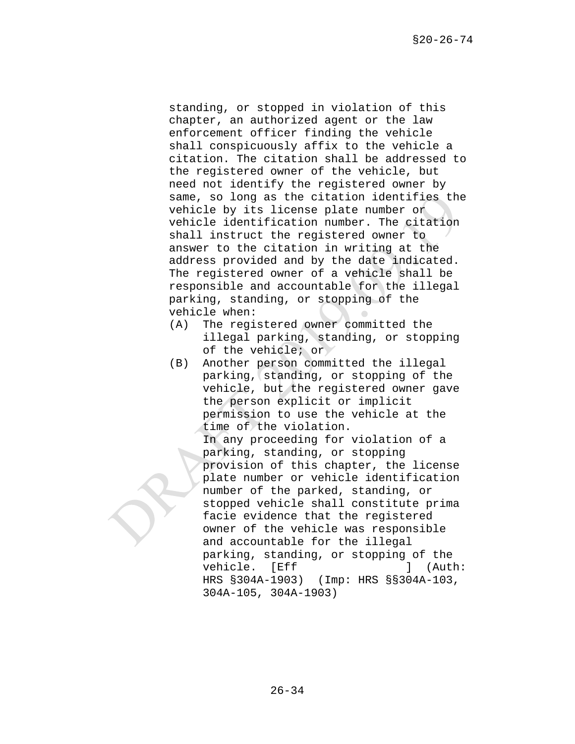standing, or stopped in violation of this chapter, an authorized agent or the law enforcement officer finding the vehicle shall conspicuously affix to the vehicle a citation. The citation shall be addressed to the registered owner of the vehicle, but need not identify the registered owner by same, so long as the citation identifies the vehicle by its license plate number or vehicle identification number. The citation shall instruct the registered owner to answer to the citation in writing at the address provided and by the date indicated. The registered owner of a vehicle shall be responsible and accountable for the illegal parking, standing, or stopping of the vehicle when:

(A) The registered owner committed the illegal parking, standing, or stopping of the vehicle; or

(B) Another person committed the illegal parking, standing, or stopping of the vehicle, but the registered owner gave the person explicit or implicit permission to use the vehicle at the time of the violation.

In any proceeding for violation of a parking, standing, or stopping provision of this chapter, the license plate number or vehicle identification number of the parked, standing, or stopped vehicle shall constitute prima facie evidence that the registered owner of the vehicle was responsible and accountable for the illegal parking, standing, or stopping of the vehicle. [Eff ] (Auth: HRS §304A-1903) (Imp: HRS §§304A-103, 304A-105, 304A-1903)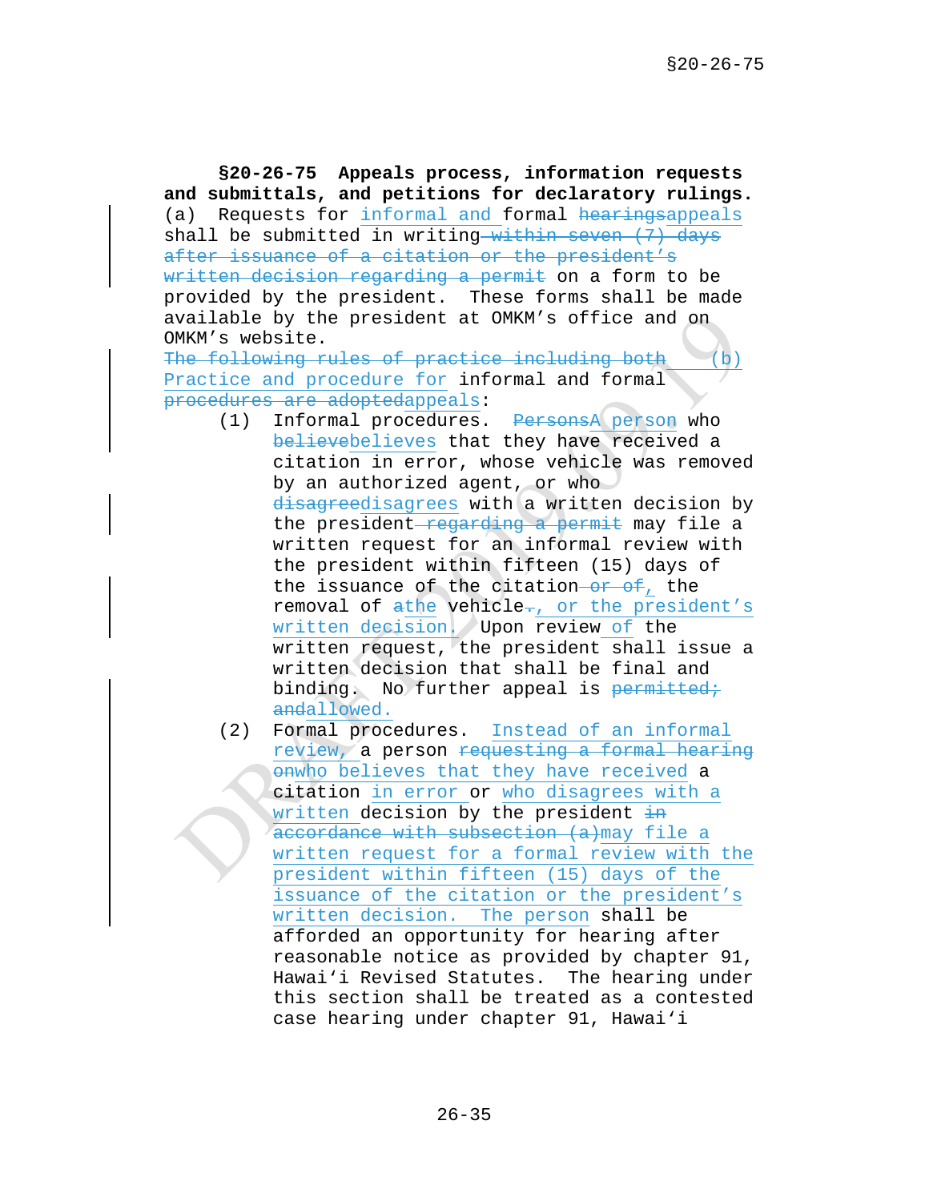**§20-26-75 Appeals process, information requests and submittals, and petitions for declaratory rulings.** (a) Requests for informal and formal ~~hearings~~appeals shall be submitted in writing ~~within seven (7) days after issuance of a citation or the president's written decision regarding a permit~~ on a form to be provided by the president. These forms shall be made available by the president at OMKM's office and on OMKM's website.

~~The following rules of practice including both~~ (b) Practice and procedure for informal and formal ~~procedures are adopted~~appeals:

(1) Informal procedures. ~~Persons~~A person who ~~believe~~believes that they have received a citation in error, whose vehicle was removed by an authorized agent, or who ~~disagree~~disagrees with a written decision by the president ~~regarding a permit~~ may file a written request for an informal review with the president within fifteen (15) days of the issuance of the citation ~~or of~~, the removal of ~~a~~the vehicle~~.~~, or the president's written decision. Upon review of the written request, the president shall issue a written decision that shall be final and binding. No further appeal is ~~permitted; and~~allowed.

(2) Formal procedures. Instead of an informal review, a person ~~requesting a formal hearing on~~who believes that they have received a citation in error or who disagrees with a written decision by the president ~~in accordance with subsection (a)~~may file a written request for a formal review with the president within fifteen (15) days of the issuance of the citation or the president's written decision. The person shall be afforded an opportunity for hearing after reasonable notice as provided by chapter 91, Hawai'i Revised Statutes. The hearing under this section shall be treated as a contested case hearing under chapter 91, Hawai'i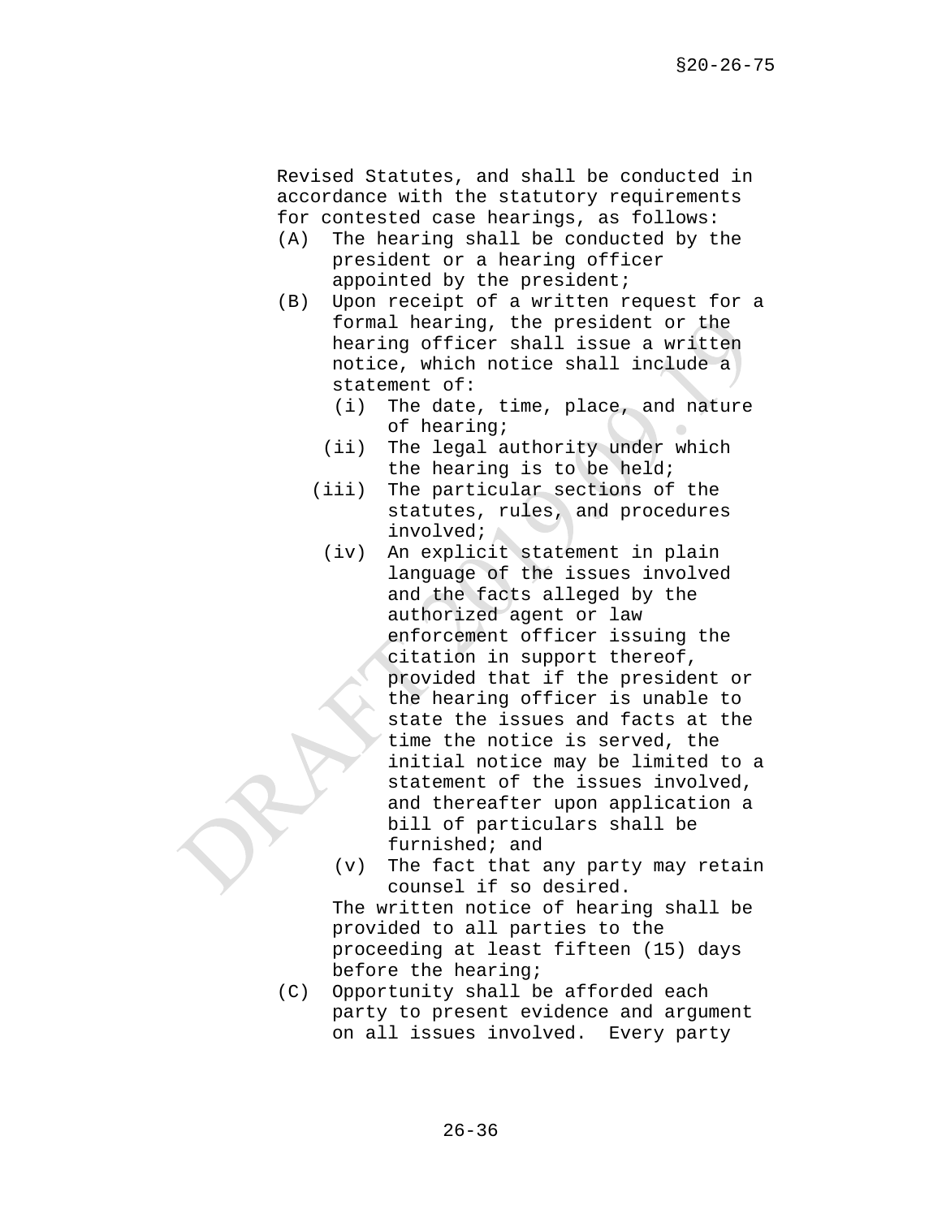Revised Statutes, and shall be conducted in accordance with the statutory requirements for contested case hearings, as follows:

(A) The hearing shall be conducted by the president or a hearing officer appointed by the president;

(B) Upon receipt of a written request for a formal hearing, the president or the hearing officer shall issue a written notice, which notice shall include a statement of:

   (i) The date, time, place, and nature of hearing;

   (ii) The legal authority under which the hearing is to be held;

   (iii) The particular sections of the statutes, rules, and procedures involved;

   (iv) An explicit statement in plain language of the issues involved and the facts alleged by the authorized agent or law enforcement officer issuing the citation in support thereof, provided that if the president or the hearing officer is unable to state the issues and facts at the time the notice is served, the initial notice may be limited to a statement of the issues involved, and thereafter upon application a bill of particulars shall be furnished; and

   (v) The fact that any party may retain counsel if so desired.

   The written notice of hearing shall be provided to all parties to the proceeding at least fifteen (15) days before the hearing;

(C) Opportunity shall be afforded each party to present evidence and argument on all issues involved. Every party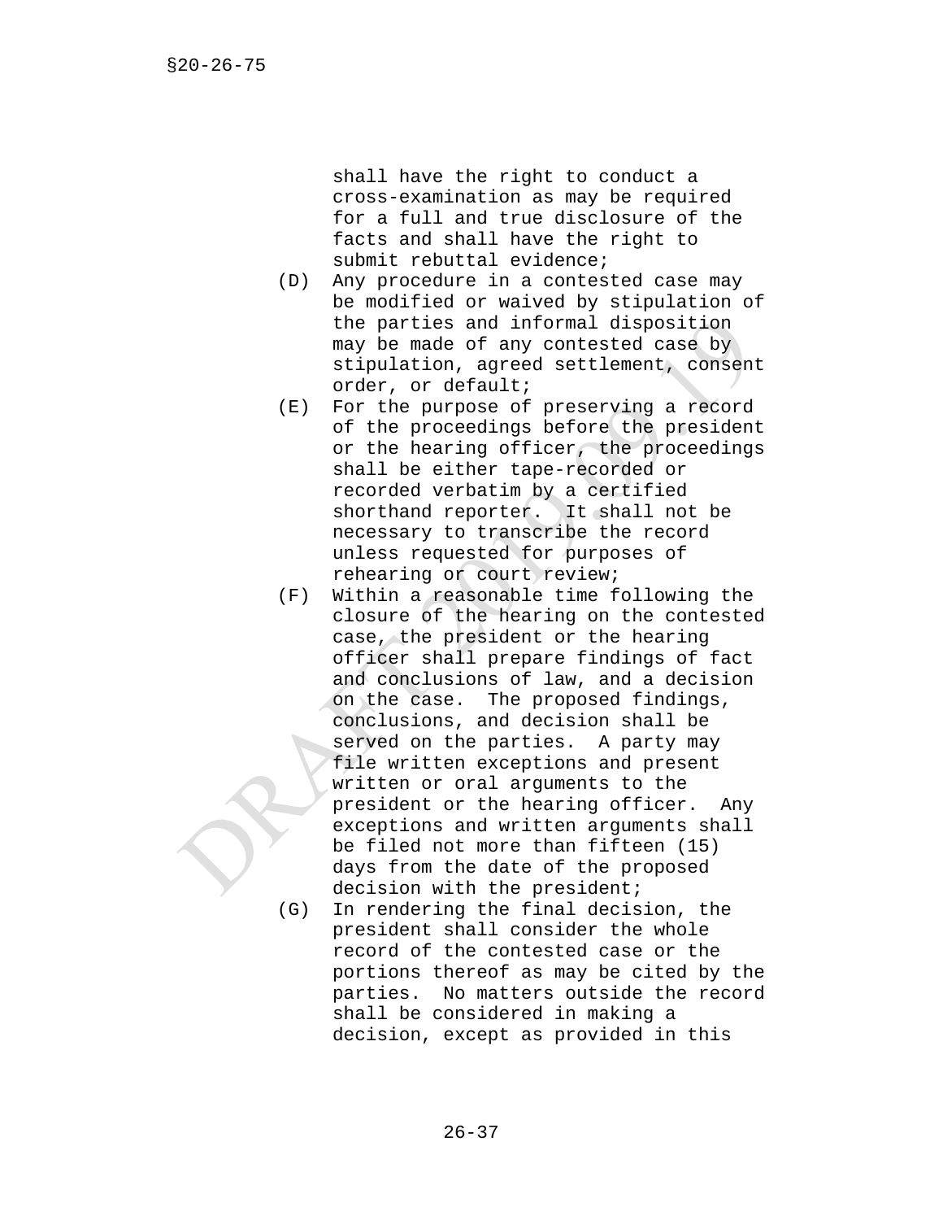shall have the right to conduct a cross-examination as may be required for a full and true disclosure of the facts and shall have the right to submit rebuttal evidence;

(D) Any procedure in a contested case may be modified or waived by stipulation of the parties and informal disposition may be made of any contested case by stipulation, agreed settlement, consent order, or default;

(E) For the purpose of preserving a record of the proceedings before the president or the hearing officer, the proceedings shall be either tape-recorded or recorded verbatim by a certified shorthand reporter. It shall not be necessary to transcribe the record unless requested for purposes of rehearing or court review;

(F) Within a reasonable time following the closure of the hearing on the contested case, the president or the hearing officer shall prepare findings of fact and conclusions of law, and a decision on the case. The proposed findings, conclusions, and decision shall be served on the parties. A party may file written exceptions and present written or oral arguments to the president or the hearing officer. Any exceptions and written arguments shall be filed not more than fifteen (15) days from the date of the proposed decision with the president;

(G) In rendering the final decision, the president shall consider the whole record of the contested case or the portions thereof as may be cited by the parties. No matters outside the record shall be considered in making a decision, except as provided in this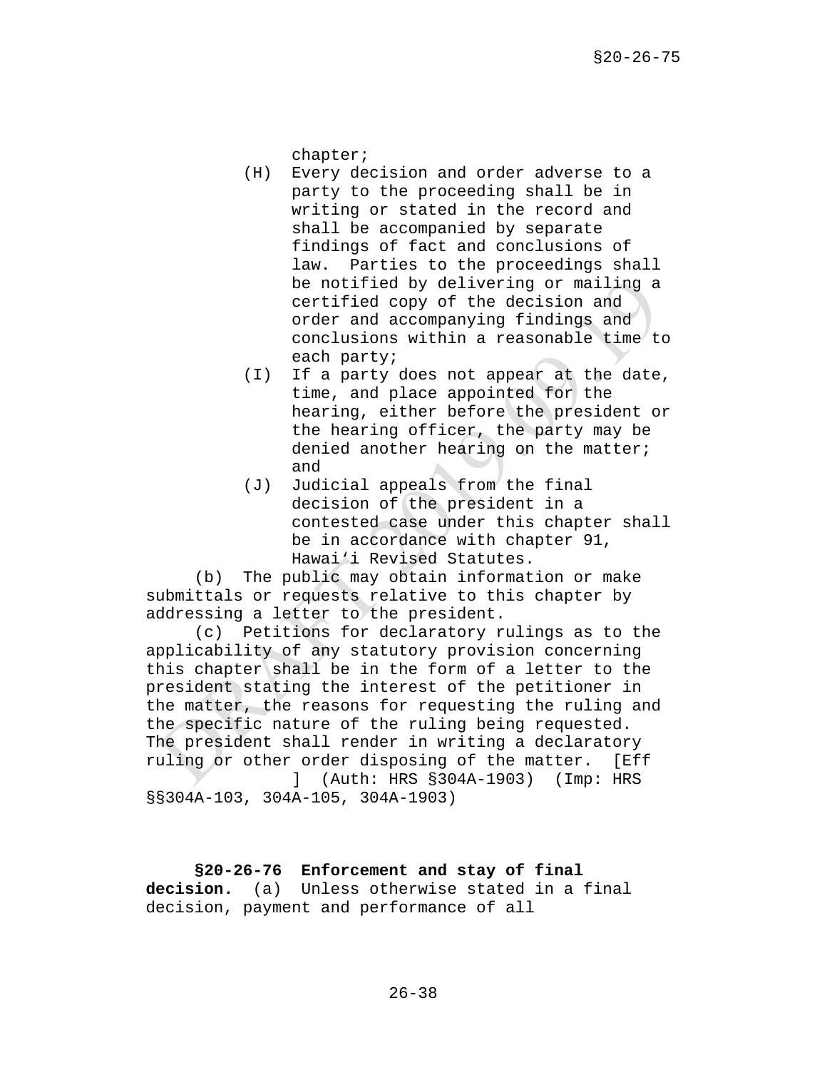chapter;

(H) Every decision and order adverse to a party to the proceeding shall be in writing or stated in the record and shall be accompanied by separate findings of fact and conclusions of law. Parties to the proceedings shall be notified by delivering or mailing a certified copy of the decision and order and accompanying findings and conclusions within a reasonable time to each party;

(I) If a party does not appear at the date, time, and place appointed for the hearing, either before the president or the hearing officer, the party may be denied another hearing on the matter; and

(J) Judicial appeals from the final decision of the president in a contested case under this chapter shall be in accordance with chapter 91, Hawai'i Revised Statutes.

(b) The public may obtain information or make submittals or requests relative to this chapter by addressing a letter to the president.

(c) Petitions for declaratory rulings as to the applicability of any statutory provision concerning this chapter shall be in the form of a letter to the president stating the interest of the petitioner in the matter, the reasons for requesting the ruling and the specific nature of the ruling being requested. The president shall render in writing a declaratory ruling or other order disposing of the matter. [Eff ] (Auth: HRS §304A-1903) (Imp: HRS §§304A-103, 304A-105, 304A-1903)

**§20-26-76 Enforcement and stay of final decision.** (a) Unless otherwise stated in a final decision, payment and performance of all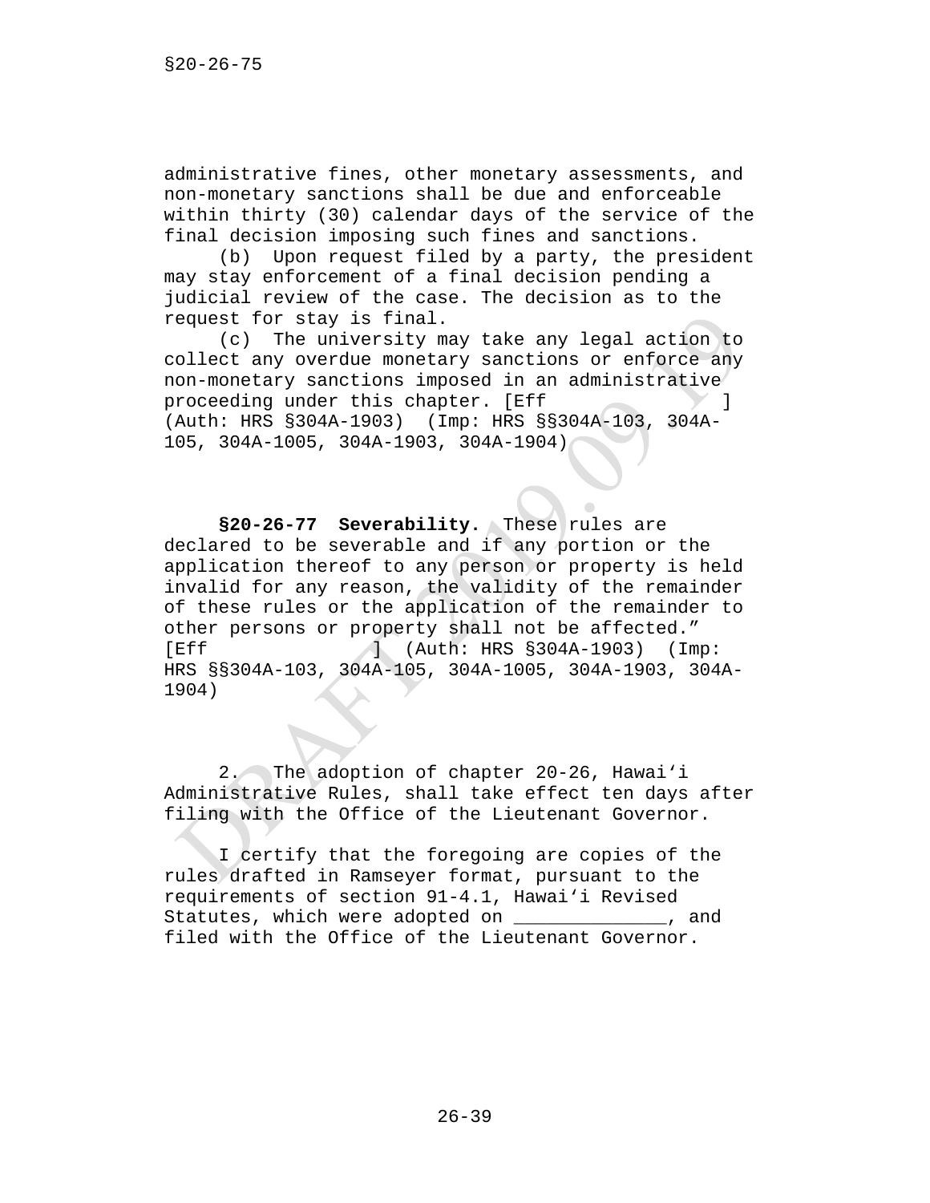administrative fines, other monetary assessments, and non-monetary sanctions shall be due and enforceable within thirty (30) calendar days of the service of the final decision imposing such fines and sanctions.

(b) Upon request filed by a party, the president may stay enforcement of a final decision pending a judicial review of the case. The decision as to the request for stay is final.

(c) The university may take any legal action to collect any overdue monetary sanctions or enforce any non-monetary sanctions imposed in an administrative proceeding under this chapter. [Eff ] (Auth: HRS §304A-1903) (Imp: HRS §§304A-103, 304A-105, 304A-1005, 304A-1903, 304A-1904)

**§20-26-77 Severability.** These rules are declared to be severable and if any portion or the application thereof to any person or property is held invalid for any reason, the validity of the remainder of these rules or the application of the remainder to other persons or property shall not be affected." [Eff ] (Auth: HRS §304A-1903) (Imp: HRS §§304A-103, 304A-105, 304A-1005, 304A-1903, 304A-1904)

2. The adoption of chapter 20-26, Hawai'i Administrative Rules, shall take effect ten days after filing with the Office of the Lieutenant Governor.

I certify that the foregoing are copies of the rules drafted in Ramseyer format, pursuant to the requirements of section 91-4.1, Hawai'i Revised Statutes, which were adopted on ______________, and filed with the Office of the Lieutenant Governor.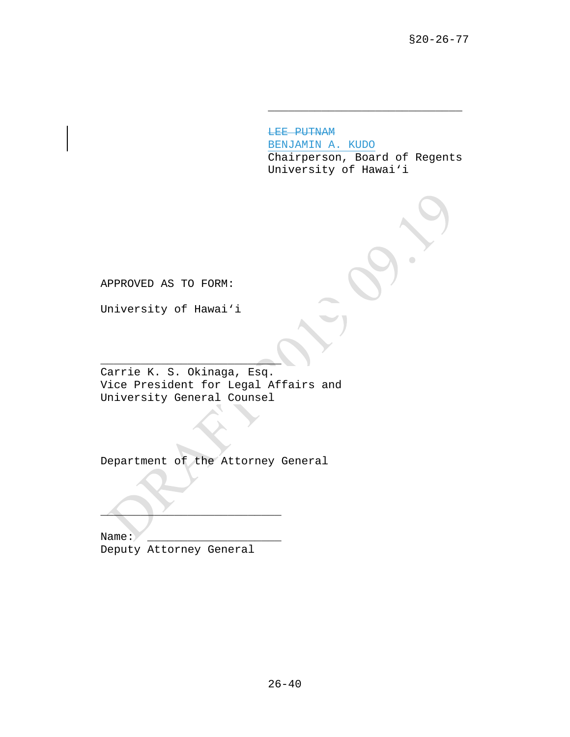\_\_\_\_\_\_\_\_\_\_\_\_\_\_\_\_\_\_\_\_\_\_\_\_\_\_\_\_\_\_

~~LEE PUTNAM~~
<u>BENJAMIN A. KUDO</u>
Chairperson, Board of Regents
University of Hawai‘i

APPROVED AS TO FORM:

University of Hawai‘i

\_\_\_\_\_\_\_\_\_\_\_\_\_\_\_\_\_\_\_\_\_\_\_\_\_\_\_
Carrie K. S. Okinaga, Esq.
Vice President for Legal Affairs and
University General Counsel

Department of the Attorney General

\_\_\_\_\_\_\_\_\_\_\_\_\_\_\_\_\_\_\_\_\_\_\_\_\_\_\_

Name: \_\_\_\_\_\_\_\_\_\_\_\_\_\_\_\_\_\_\_\_
Deputy Attorney General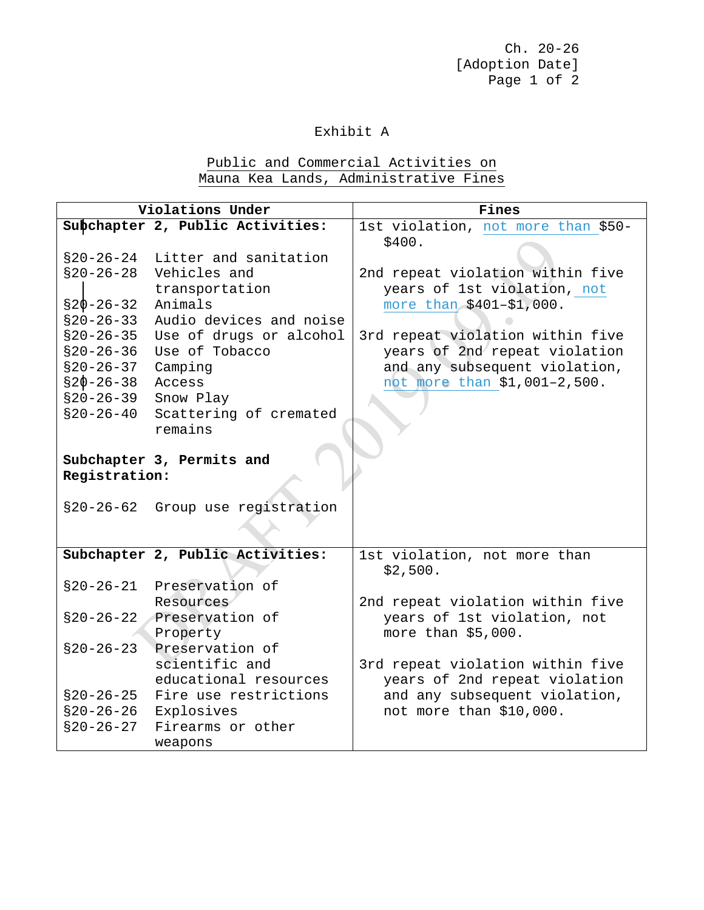Exhibit A

Public and Commercial Activities on Mauna Kea Lands, Administrative Fines

| Violations Under | Fines |
|---|---|
| **Subchapter 2, Public Activities:**<br><br>§20-26-24 Litter and sanitation<br>§20-26-28 Vehicles and transportation<br>§20-26-32 Animals<br>§20-26-33 Audio devices and noise<br>§20-26-35 Use of drugs or alcohol<br>§20-26-36 Use of Tobacco<br>§20-26-37 Camping<br>§20-26-38 Access<br>§20-26-39 Snow Play<br>§20-26-40 Scattering of cremated remains<br><br>**Subchapter 3, Permits and Registration:**<br><br>§20-26-62 Group use registration | 1st violation, not more than $50-$400.<br><br>2nd repeat violation within five years of 1st violation, not more than $401–$1,000.<br><br>3rd repeat violation within five years of 2nd repeat violation and any subsequent violation, not more than $1,001–2,500. |
| **Subchapter 2, Public Activities:**<br><br>§20-26-21 Preservation of Resources<br>§20-26-22 Preservation of Property<br>§20-26-23 Preservation of scientific and educational resources<br>§20-26-25 Fire use restrictions<br>§20-26-26 Explosives<br>§20-26-27 Firearms or other weapons | 1st violation, not more than $2,500.<br><br>2nd repeat violation within five years of 1st violation, not more than $5,000.<br><br>3rd repeat violation within five years of 2nd repeat violation and any subsequent violation, not more than $10,000. |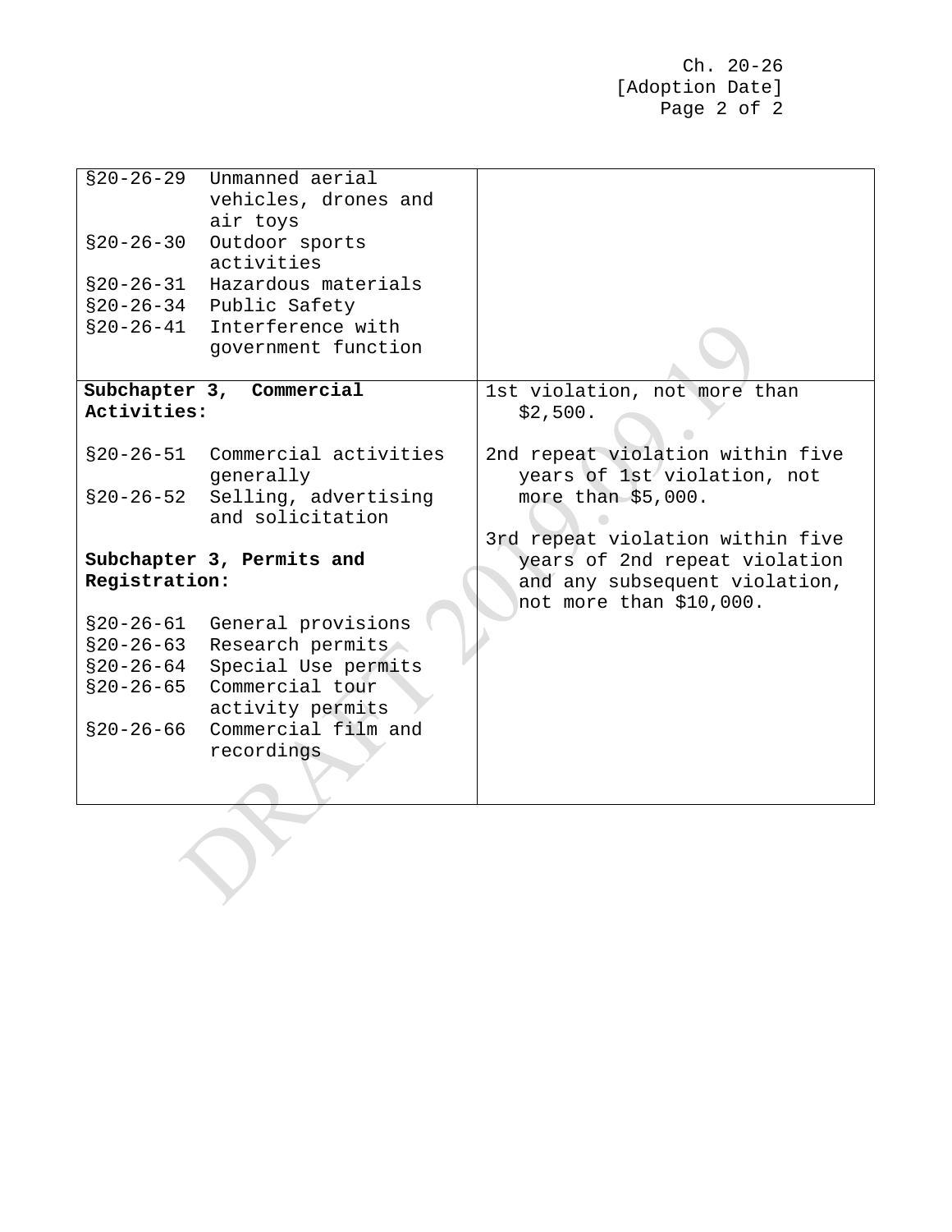| | |
|---|---|
| §20-26-29 Unmanned aerial vehicles, drones and air toys<br>§20-26-30 Outdoor sports activities<br>§20-26-31 Hazardous materials<br>§20-26-34 Public Safety<br>§20-26-41 Interference with government function | |
| **Subchapter 3, Commercial Activities:**<br><br>§20-26-51 Commercial activities generally<br>§20-26-52 Selling, advertising and solicitation<br><br>**Subchapter 3, Permits and Registration:**<br><br>§20-26-61 General provisions<br>§20-26-63 Research permits<br>§20-26-64 Special Use permits<br>§20-26-65 Commercial tour activity permits<br>§20-26-66 Commercial film and recordings | 1st violation, not more than $2,500.<br><br>2nd repeat violation within five years of 1st violation, not more than $5,000.<br><br>3rd repeat violation within five years of 2nd repeat violation and any subsequent violation, not more than $10,000. |